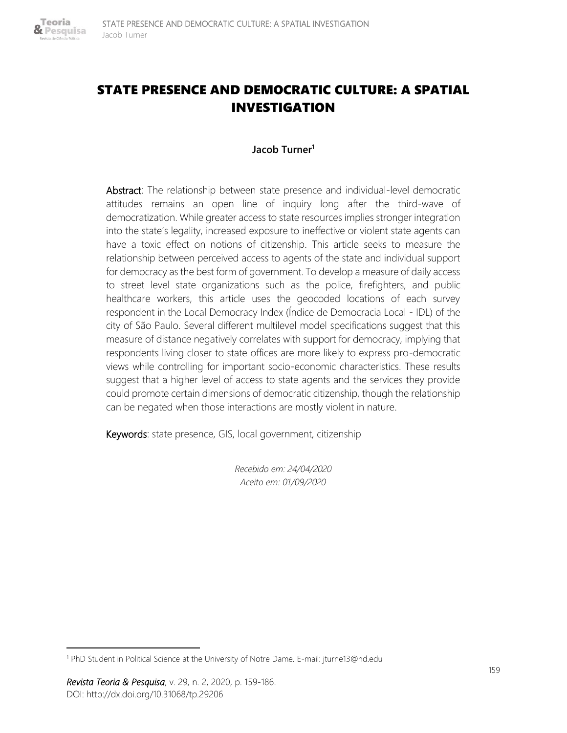# STATE PRESENCE AND DEMOCRATIC CULTURE: A SPATIAL INVESTIGATION

**Jacob Turner**[1]

**Abstract**: The relationship between state presence and individual-level democratic attitudes remains an open line of inquiry long after the third-wave of democratization. While greater access to state resources implies stronger integration into the state's legality, increased exposure to ineffective or violent state agents can have a toxic effect on notions of citizenship. This article seeks to measure the relationship between perceived access to agents of the state and individual support for democracy as the best form of government. To develop a measure of daily access to street level state organizations such as the police, firefighters, and public healthcare workers, this article uses the geocoded locations of each survey respondent in the Local Democracy Index (Índice de Democracia Local - IDL) of the city of São Paulo. Several different multilevel model specifications suggest that this measure of distance negatively correlates with support for democracy, implying that respondents living closer to state offices are more likely to express pro-democratic views while controlling for important socio-economic characteristics. These results suggest that a higher level of access to state agents and the services they provide could promote certain dimensions of democratic citizenship, though the relationship can be negated when those interactions are mostly violent in nature.

**Keywords**: state presence, GIS, local government, citizenship

*Recebido em: 24/04/2020*
*Aceito em: 01/09/2020*

---

[1] PhD Student in Political Science at the University of Notre Dame. E-mail: jturne13@nd.edu

*Revista Teoria & Pesquisa*, v. 29, n. 2, 2020, p. 159-186.
DOI: http://dx.doi.org/10.31068/tp.29206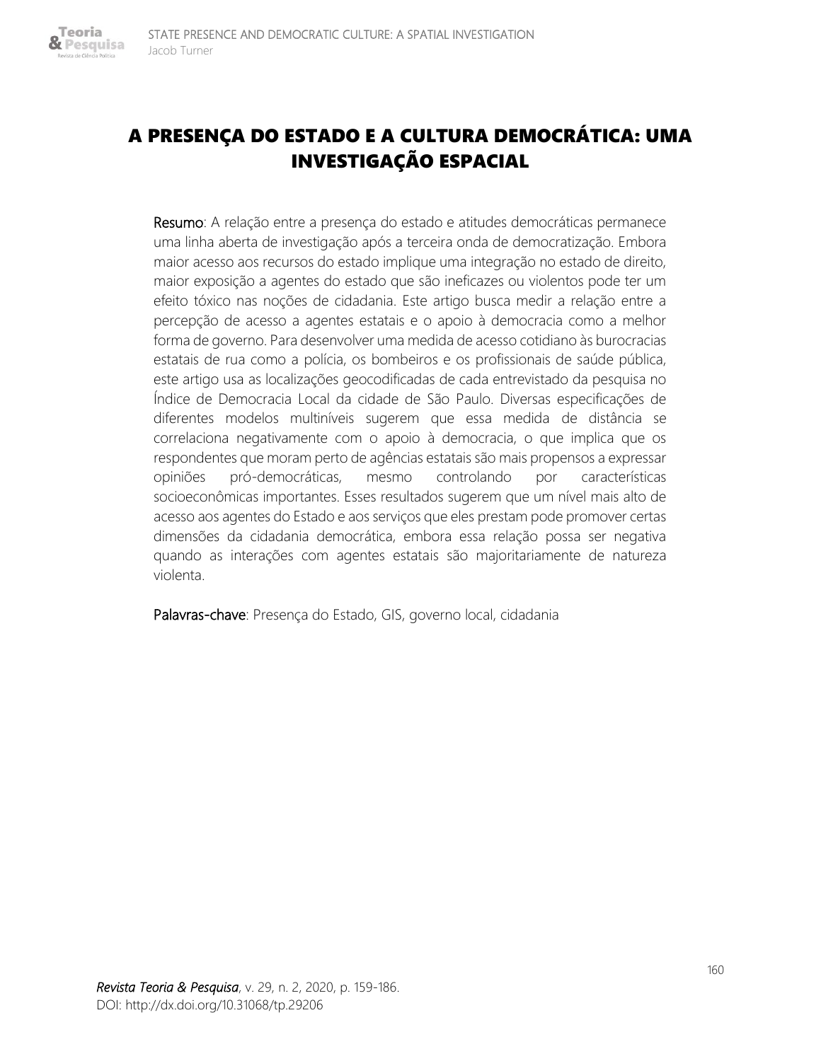# A PRESENÇA DO ESTADO E A CULTURA DEMOCRÁTICA: UMA INVESTIGAÇÃO ESPACIAL

**Resumo**: A relação entre a presença do estado e atitudes democráticas permanece uma linha aberta de investigação após a terceira onda de democratização. Embora maior acesso aos recursos do estado implique uma integração no estado de direito, maior exposição a agentes do estado que são ineficazes ou violentos pode ter um efeito tóxico nas noções de cidadania. Este artigo busca medir a relação entre a percepção de acesso a agentes estatais e o apoio à democracia como a melhor forma de governo. Para desenvolver uma medida de acesso cotidiano às burocracias estatais de rua como a polícia, os bombeiros e os profissionais de saúde pública, este artigo usa as localizações geocodificadas de cada entrevistado da pesquisa no Índice de Democracia Local da cidade de São Paulo. Diversas especificações de diferentes modelos multiníveis sugerem que essa medida de distância se correlaciona negativamente com o apoio à democracia, o que implica que os respondentes que moram perto de agências estatais são mais propensos a expressar opiniões pró-democráticas, mesmo controlando por características socioeconômicas importantes. Esses resultados sugerem que um nível mais alto de acesso aos agentes do Estado e aos serviços que eles prestam pode promover certas dimensões da cidadania democrática, embora essa relação possa ser negativa quando as interações com agentes estatais são majoritariamente de natureza violenta.

**Palavras-chave**: Presença do Estado, GIS, governo local, cidadania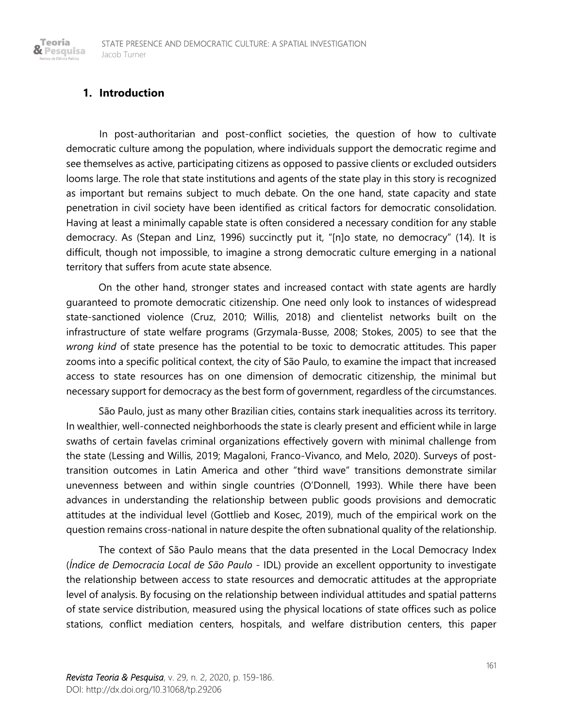## 1. Introduction

In post-authoritarian and post-conflict societies, the question of how to cultivate democratic culture among the population, where individuals support the democratic regime and see themselves as active, participating citizens as opposed to passive clients or excluded outsiders looms large. The role that state institutions and agents of the state play in this story is recognized as important but remains subject to much debate. On the one hand, state capacity and state penetration in civil society have been identified as critical factors for democratic consolidation. Having at least a minimally capable state is often considered a necessary condition for any stable democracy. As (Stepan and Linz, 1996) succinctly put it, "[n]o state, no democracy" (14). It is difficult, though not impossible, to imagine a strong democratic culture emerging in a national territory that suffers from acute state absence.

On the other hand, stronger states and increased contact with state agents are hardly guaranteed to promote democratic citizenship. One need only look to instances of widespread state-sanctioned violence (Cruz, 2010; Willis, 2018) and clientelist networks built on the infrastructure of state welfare programs (Grzymala-Busse, 2008; Stokes, 2005) to see that the *wrong kind* of state presence has the potential to be toxic to democratic attitudes. This paper zooms into a specific political context, the city of São Paulo, to examine the impact that increased access to state resources has on one dimension of democratic citizenship, the minimal but necessary support for democracy as the best form of government, regardless of the circumstances.

São Paulo, just as many other Brazilian cities, contains stark inequalities across its territory. In wealthier, well-connected neighborhoods the state is clearly present and efficient while in large swaths of certain favelas criminal organizations effectively govern with minimal challenge from the state (Lessing and Willis, 2019; Magaloni, Franco-Vivanco, and Melo, 2020). Surveys of post-transition outcomes in Latin America and other "third wave" transitions demonstrate similar unevenness between and within single countries (O'Donnell, 1993). While there have been advances in understanding the relationship between public goods provisions and democratic attitudes at the individual level (Gottlieb and Kosec, 2019), much of the empirical work on the question remains cross-national in nature despite the often subnational quality of the relationship.

The context of São Paulo means that the data presented in the Local Democracy Index (*Índice de Democracia Local de São Paulo* - IDL) provide an excellent opportunity to investigate the relationship between access to state resources and democratic attitudes at the appropriate level of analysis. By focusing on the relationship between individual attitudes and spatial patterns of state service distribution, measured using the physical locations of state offices such as police stations, conflict mediation centers, hospitals, and welfare distribution centers, this paper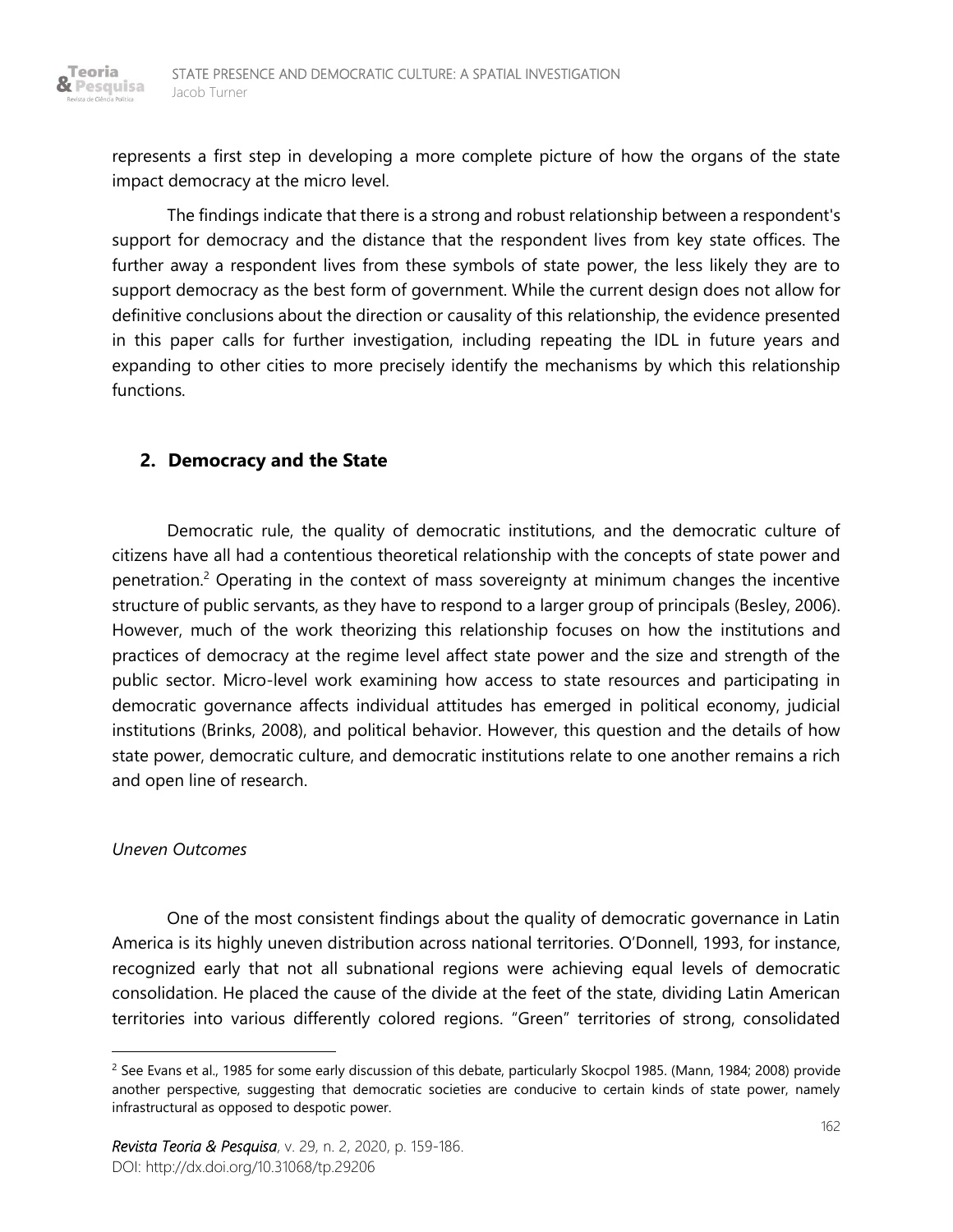represents a first step in developing a more complete picture of how the organs of the state impact democracy at the micro level.

The findings indicate that there is a strong and robust relationship between a respondent's support for democracy and the distance that the respondent lives from key state offices. The further away a respondent lives from these symbols of state power, the less likely they are to support democracy as the best form of government. While the current design does not allow for definitive conclusions about the direction or causality of this relationship, the evidence presented in this paper calls for further investigation, including repeating the IDL in future years and expanding to other cities to more precisely identify the mechanisms by which this relationship functions.

## 2. Democracy and the State

Democratic rule, the quality of democratic institutions, and the democratic culture of citizens have all had a contentious theoretical relationship with the concepts of state power and penetration.[2] Operating in the context of mass sovereignty at minimum changes the incentive structure of public servants, as they have to respond to a larger group of principals (Besley, 2006). However, much of the work theorizing this relationship focuses on how the institutions and practices of democracy at the regime level affect state power and the size and strength of the public sector. Micro-level work examining how access to state resources and participating in democratic governance affects individual attitudes has emerged in political economy, judicial institutions (Brinks, 2008), and political behavior. However, this question and the details of how state power, democratic culture, and democratic institutions relate to one another remains a rich and open line of research.

*Uneven Outcomes*

One of the most consistent findings about the quality of democratic governance in Latin America is its highly uneven distribution across national territories. O'Donnell, 1993, for instance, recognized early that not all subnational regions were achieving equal levels of democratic consolidation. He placed the cause of the divide at the feet of the state, dividing Latin American territories into various differently colored regions. "Green" territories of strong, consolidated

[2] See Evans et al., 1985 for some early discussion of this debate, particularly Skocpol 1985. (Mann, 1984; 2008) provide another perspective, suggesting that democratic societies are conducive to certain kinds of state power, namely infrastructural as opposed to despotic power.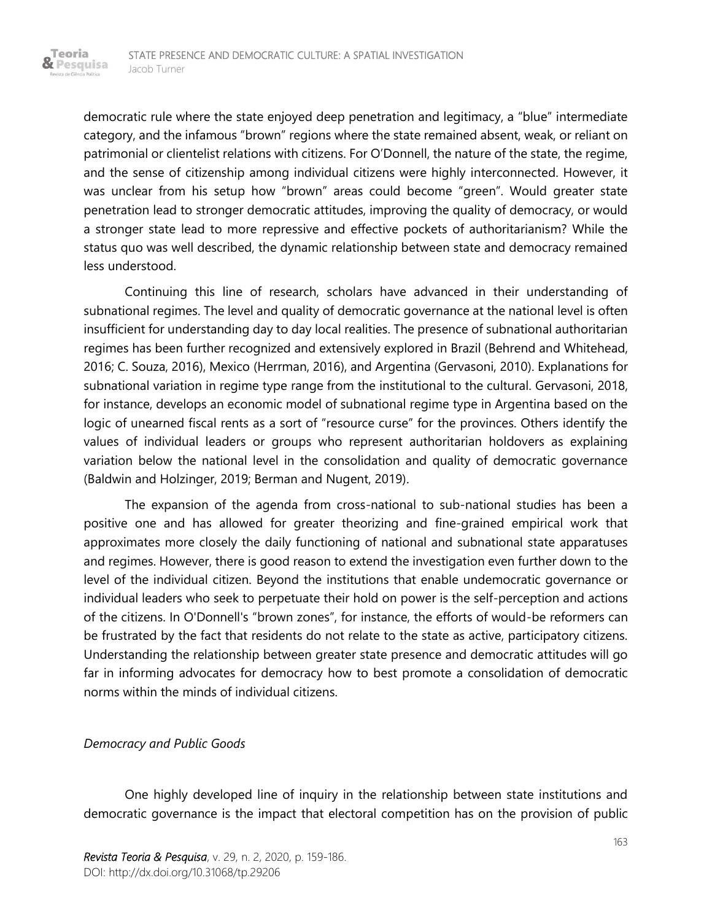democratic rule where the state enjoyed deep penetration and legitimacy, a "blue" intermediate category, and the infamous "brown" regions where the state remained absent, weak, or reliant on patrimonial or clientelist relations with citizens. For O'Donnell, the nature of the state, the regime, and the sense of citizenship among individual citizens were highly interconnected. However, it was unclear from his setup how "brown" areas could become "green". Would greater state penetration lead to stronger democratic attitudes, improving the quality of democracy, or would a stronger state lead to more repressive and effective pockets of authoritarianism? While the status quo was well described, the dynamic relationship between state and democracy remained less understood.

Continuing this line of research, scholars have advanced in their understanding of subnational regimes. The level and quality of democratic governance at the national level is often insufficient for understanding day to day local realities. The presence of subnational authoritarian regimes has been further recognized and extensively explored in Brazil (Behrend and Whitehead, 2016; C. Souza, 2016), Mexico (Herrman, 2016), and Argentina (Gervasoni, 2010). Explanations for subnational variation in regime type range from the institutional to the cultural. Gervasoni, 2018, for instance, develops an economic model of subnational regime type in Argentina based on the logic of unearned fiscal rents as a sort of "resource curse" for the provinces. Others identify the values of individual leaders or groups who represent authoritarian holdovers as explaining variation below the national level in the consolidation and quality of democratic governance (Baldwin and Holzinger, 2019; Berman and Nugent, 2019).

The expansion of the agenda from cross-national to sub-national studies has been a positive one and has allowed for greater theorizing and fine-grained empirical work that approximates more closely the daily functioning of national and subnational state apparatuses and regimes. However, there is good reason to extend the investigation even further down to the level of the individual citizen. Beyond the institutions that enable undemocratic governance or individual leaders who seek to perpetuate their hold on power is the self-perception and actions of the citizens. In O'Donnell's "brown zones", for instance, the efforts of would-be reformers can be frustrated by the fact that residents do not relate to the state as active, participatory citizens. Understanding the relationship between greater state presence and democratic attitudes will go far in informing advocates for democracy how to best promote a consolidation of democratic norms within the minds of individual citizens.

*Democracy and Public Goods*

One highly developed line of inquiry in the relationship between state institutions and democratic governance is the impact that electoral competition has on the provision of public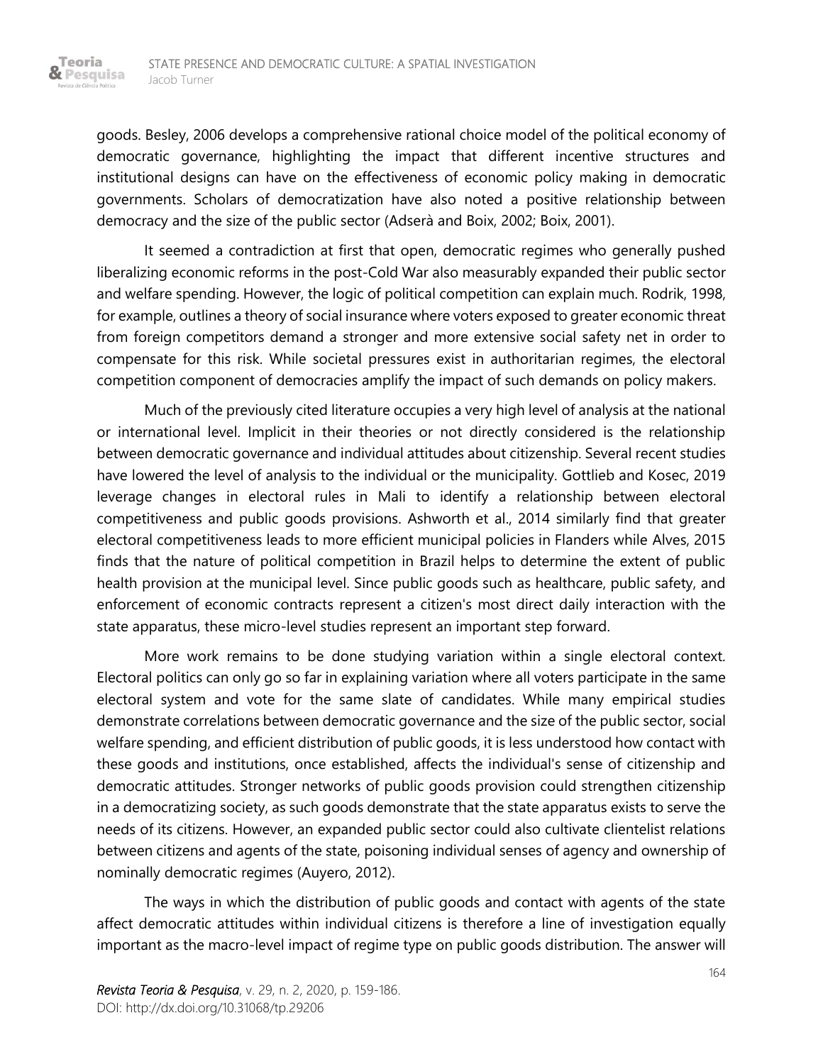goods. Besley, 2006 develops a comprehensive rational choice model of the political economy of democratic governance, highlighting the impact that different incentive structures and institutional designs can have on the effectiveness of economic policy making in democratic governments. Scholars of democratization have also noted a positive relationship between democracy and the size of the public sector (Adserà and Boix, 2002; Boix, 2001).

It seemed a contradiction at first that open, democratic regimes who generally pushed liberalizing economic reforms in the post-Cold War also measurably expanded their public sector and welfare spending. However, the logic of political competition can explain much. Rodrik, 1998, for example, outlines a theory of social insurance where voters exposed to greater economic threat from foreign competitors demand a stronger and more extensive social safety net in order to compensate for this risk. While societal pressures exist in authoritarian regimes, the electoral competition component of democracies amplify the impact of such demands on policy makers.

Much of the previously cited literature occupies a very high level of analysis at the national or international level. Implicit in their theories or not directly considered is the relationship between democratic governance and individual attitudes about citizenship. Several recent studies have lowered the level of analysis to the individual or the municipality. Gottlieb and Kosec, 2019 leverage changes in electoral rules in Mali to identify a relationship between electoral competitiveness and public goods provisions. Ashworth et al., 2014 similarly find that greater electoral competitiveness leads to more efficient municipal policies in Flanders while Alves, 2015 finds that the nature of political competition in Brazil helps to determine the extent of public health provision at the municipal level. Since public goods such as healthcare, public safety, and enforcement of economic contracts represent a citizen's most direct daily interaction with the state apparatus, these micro-level studies represent an important step forward.

More work remains to be done studying variation within a single electoral context. Electoral politics can only go so far in explaining variation where all voters participate in the same electoral system and vote for the same slate of candidates. While many empirical studies demonstrate correlations between democratic governance and the size of the public sector, social welfare spending, and efficient distribution of public goods, it is less understood how contact with these goods and institutions, once established, affects the individual's sense of citizenship and democratic attitudes. Stronger networks of public goods provision could strengthen citizenship in a democratizing society, as such goods demonstrate that the state apparatus exists to serve the needs of its citizens. However, an expanded public sector could also cultivate clientelist relations between citizens and agents of the state, poisoning individual senses of agency and ownership of nominally democratic regimes (Auyero, 2012).

The ways in which the distribution of public goods and contact with agents of the state affect democratic attitudes within individual citizens is therefore a line of investigation equally important as the macro-level impact of regime type on public goods distribution. The answer will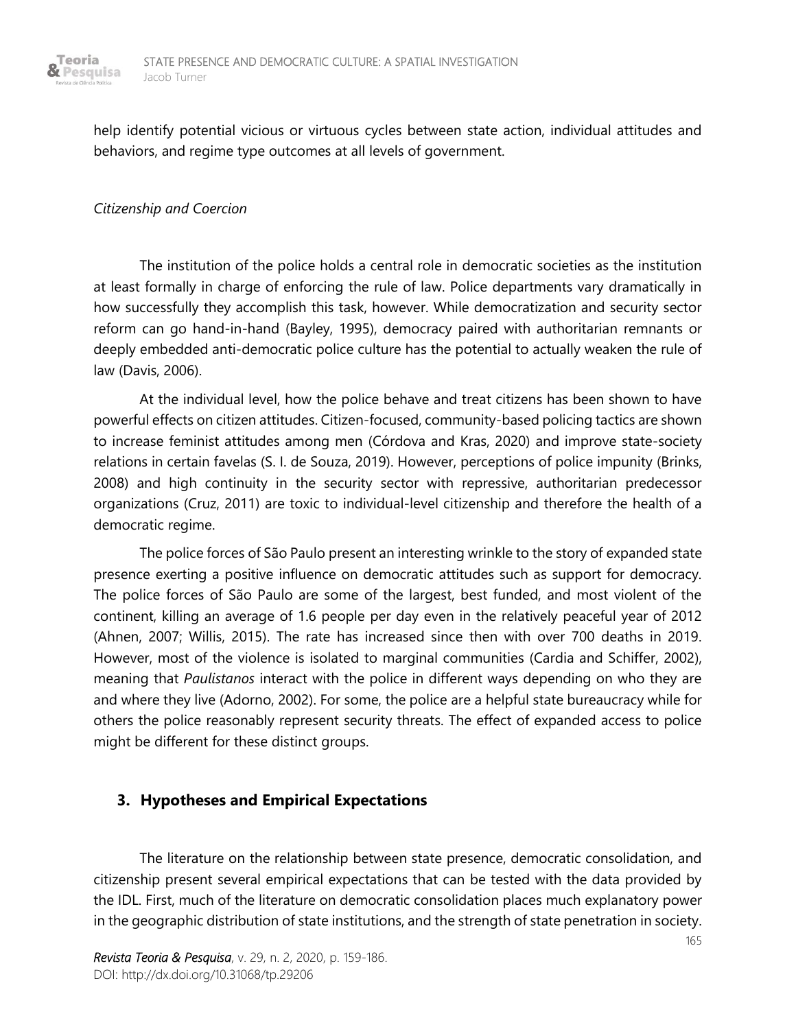help identify potential vicious or virtuous cycles between state action, individual attitudes and behaviors, and regime type outcomes at all levels of government.

*Citizenship and Coercion*

The institution of the police holds a central role in democratic societies as the institution at least formally in charge of enforcing the rule of law. Police departments vary dramatically in how successfully they accomplish this task, however. While democratization and security sector reform can go hand-in-hand (Bayley, 1995), democracy paired with authoritarian remnants or deeply embedded anti-democratic police culture has the potential to actually weaken the rule of law (Davis, 2006).

At the individual level, how the police behave and treat citizens has been shown to have powerful effects on citizen attitudes. Citizen-focused, community-based policing tactics are shown to increase feminist attitudes among men (Córdova and Kras, 2020) and improve state-society relations in certain favelas (S. I. de Souza, 2019). However, perceptions of police impunity (Brinks, 2008) and high continuity in the security sector with repressive, authoritarian predecessor organizations (Cruz, 2011) are toxic to individual-level citizenship and therefore the health of a democratic regime.

The police forces of São Paulo present an interesting wrinkle to the story of expanded state presence exerting a positive influence on democratic attitudes such as support for democracy. The police forces of São Paulo are some of the largest, best funded, and most violent of the continent, killing an average of 1.6 people per day even in the relatively peaceful year of 2012 (Ahnen, 2007; Willis, 2015). The rate has increased since then with over 700 deaths in 2019. However, most of the violence is isolated to marginal communities (Cardia and Schiffer, 2002), meaning that *Paulistanos* interact with the police in different ways depending on who they are and where they live (Adorno, 2002). For some, the police are a helpful state bureaucracy while for others the police reasonably represent security threats. The effect of expanded access to police might be different for these distinct groups.

## 3. Hypotheses and Empirical Expectations

The literature on the relationship between state presence, democratic consolidation, and citizenship present several empirical expectations that can be tested with the data provided by the IDL. First, much of the literature on democratic consolidation places much explanatory power in the geographic distribution of state institutions, and the strength of state penetration in society.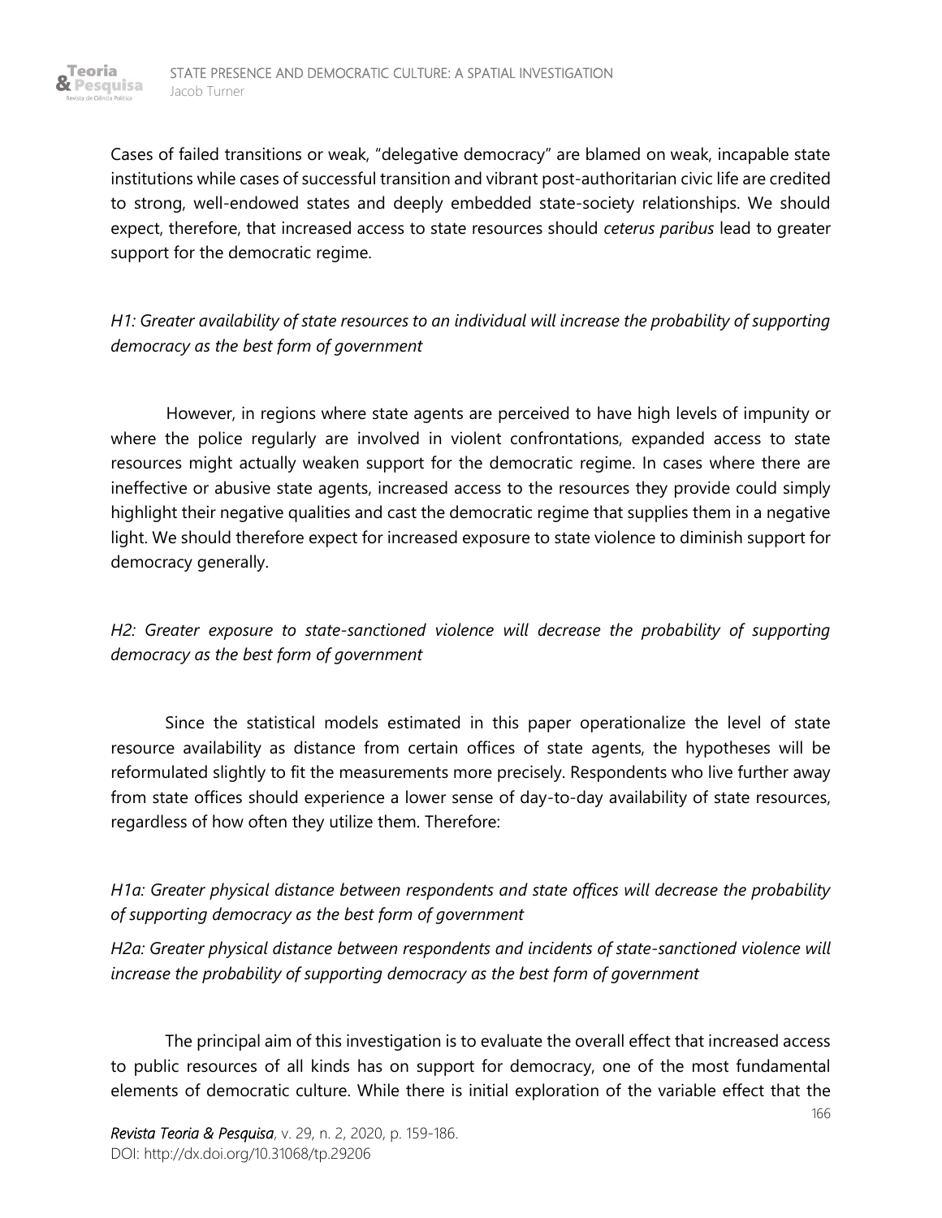Cases of failed transitions or weak, "delegative democracy" are blamed on weak, incapable state institutions while cases of successful transition and vibrant post-authoritarian civic life are credited to strong, well-endowed states and deeply embedded state-society relationships. We should expect, therefore, that increased access to state resources should *ceterus paribus* lead to greater support for the democratic regime.

*H1: Greater availability of state resources to an individual will increase the probability of supporting democracy as the best form of government*

However, in regions where state agents are perceived to have high levels of impunity or where the police regularly are involved in violent confrontations, expanded access to state resources might actually weaken support for the democratic regime. In cases where there are ineffective or abusive state agents, increased access to the resources they provide could simply highlight their negative qualities and cast the democratic regime that supplies them in a negative light. We should therefore expect for increased exposure to state violence to diminish support for democracy generally.

*H2: Greater exposure to state-sanctioned violence will decrease the probability of supporting democracy as the best form of government*

Since the statistical models estimated in this paper operationalize the level of state resource availability as distance from certain offices of state agents, the hypotheses will be reformulated slightly to fit the measurements more precisely. Respondents who live further away from state offices should experience a lower sense of day-to-day availability of state resources, regardless of how often they utilize them. Therefore:

*H1a: Greater physical distance between respondents and state offices will decrease the probability of supporting democracy as the best form of government*

*H2a: Greater physical distance between respondents and incidents of state-sanctioned violence will increase the probability of supporting democracy as the best form of government*

The principal aim of this investigation is to evaluate the overall effect that increased access to public resources of all kinds has on support for democracy, one of the most fundamental elements of democratic culture. While there is initial exploration of the variable effect that the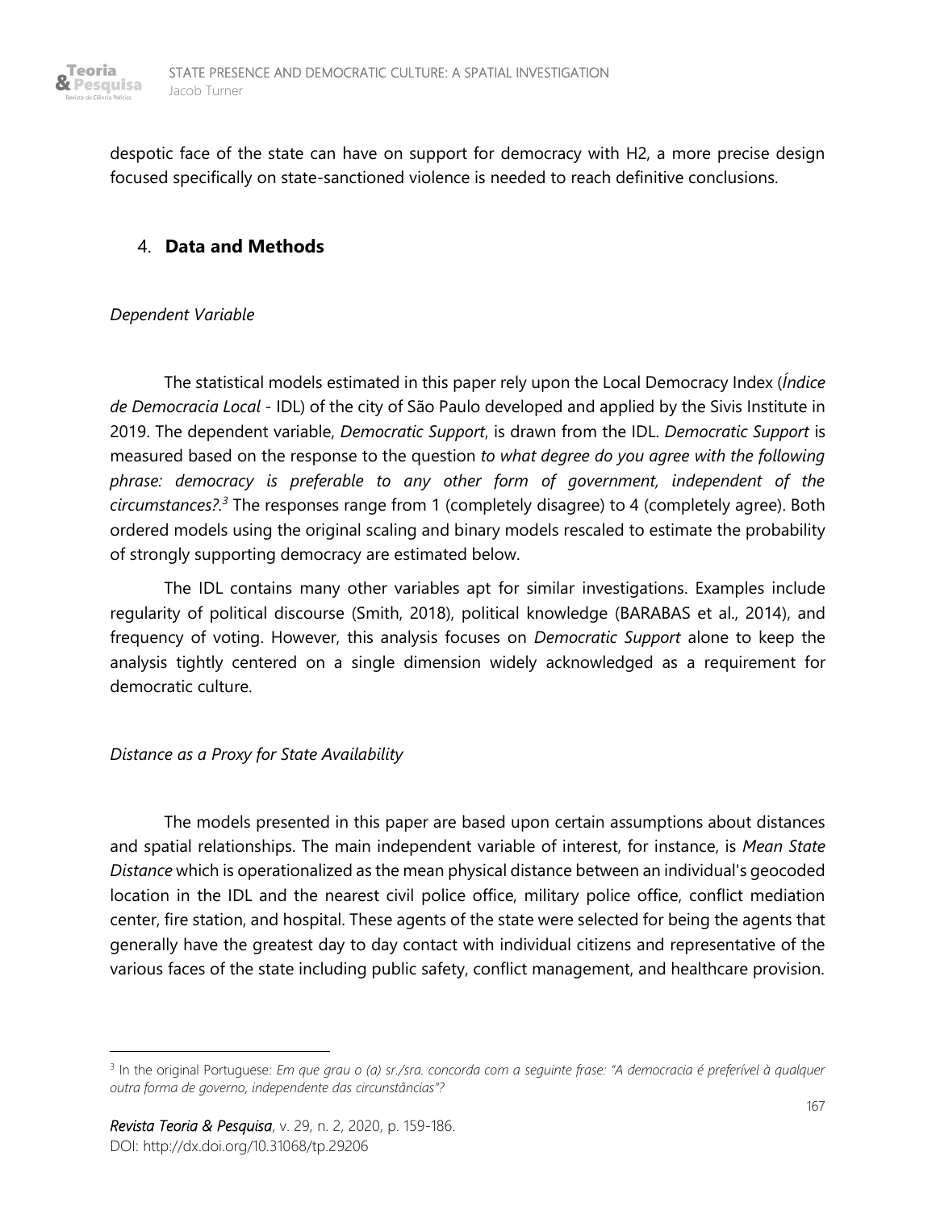despotic face of the state can have on support for democracy with H2, a more precise design focused specifically on state-sanctioned violence is needed to reach definitive conclusions.

## 4. **Data and Methods**

*Dependent Variable*

The statistical models estimated in this paper rely upon the Local Democracy Index (*Índice de Democracia Local* - IDL) of the city of São Paulo developed and applied by the Sivis Institute in 2019. The dependent variable, *Democratic Support*, is drawn from the IDL. *Democratic Support* is measured based on the response to the question *to what degree do you agree with the following phrase: democracy is preferable to any other form of government, independent of the circumstances?*.[3] The responses range from 1 (completely disagree) to 4 (completely agree). Both ordered models using the original scaling and binary models rescaled to estimate the probability of strongly supporting democracy are estimated below.

The IDL contains many other variables apt for similar investigations. Examples include regularity of political discourse (Smith, 2018), political knowledge (BARABAS et al., 2014), and frequency of voting. However, this analysis focuses on *Democratic Support* alone to keep the analysis tightly centered on a single dimension widely acknowledged as a requirement for democratic culture.

*Distance as a Proxy for State Availability*

The models presented in this paper are based upon certain assumptions about distances and spatial relationships. The main independent variable of interest, for instance, is *Mean State Distance* which is operationalized as the mean physical distance between an individual's geocoded location in the IDL and the nearest civil police office, military police office, conflict mediation center, fire station, and hospital. These agents of the state were selected for being the agents that generally have the greatest day to day contact with individual citizens and representative of the various faces of the state including public safety, conflict management, and healthcare provision.

---

[3] In the original Portuguese: *Em que grau o (a) sr./sra. concorda com a seguinte frase: "A democracia é preferível à qualquer outra forma de governo, independente das circunstâncias"?*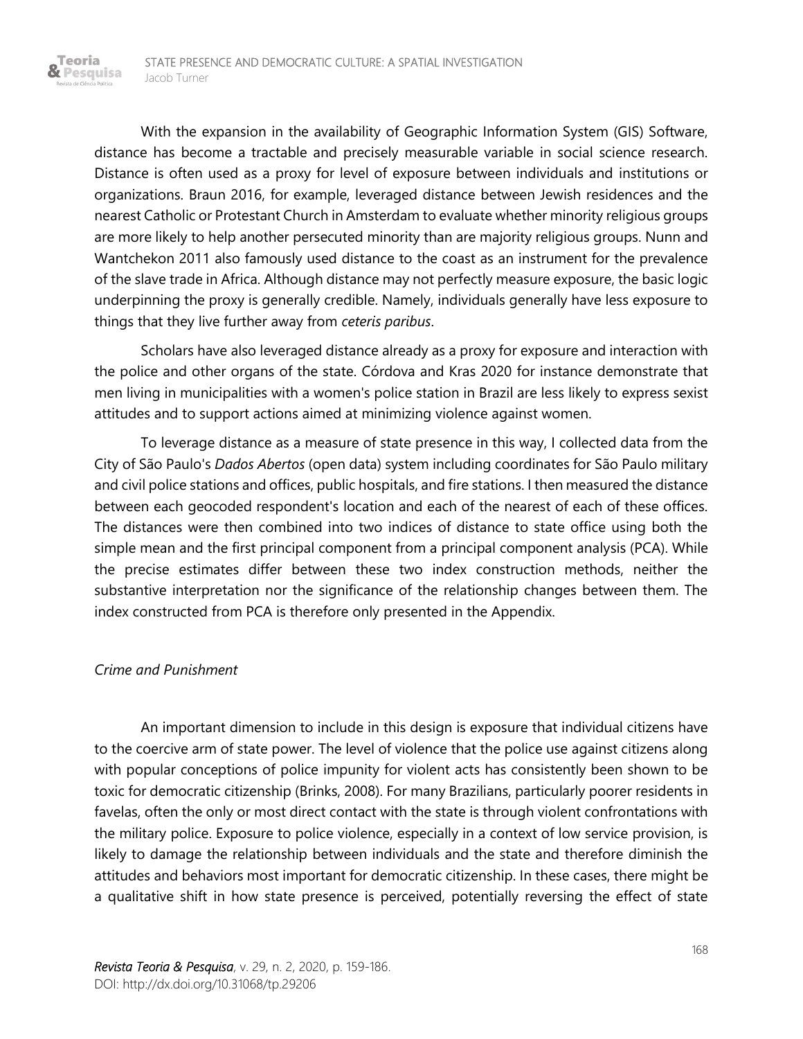With the expansion in the availability of Geographic Information System (GIS) Software, distance has become a tractable and precisely measurable variable in social science research. Distance is often used as a proxy for level of exposure between individuals and institutions or organizations. Braun 2016, for example, leveraged distance between Jewish residences and the nearest Catholic or Protestant Church in Amsterdam to evaluate whether minority religious groups are more likely to help another persecuted minority than are majority religious groups. Nunn and Wantchekon 2011 also famously used distance to the coast as an instrument for the prevalence of the slave trade in Africa. Although distance may not perfectly measure exposure, the basic logic underpinning the proxy is generally credible. Namely, individuals generally have less exposure to things that they live further away from *ceteris paribus*.

Scholars have also leveraged distance already as a proxy for exposure and interaction with the police and other organs of the state. Córdova and Kras 2020 for instance demonstrate that men living in municipalities with a women's police station in Brazil are less likely to express sexist attitudes and to support actions aimed at minimizing violence against women.

To leverage distance as a measure of state presence in this way, I collected data from the City of São Paulo's *Dados Abertos* (open data) system including coordinates for São Paulo military and civil police stations and offices, public hospitals, and fire stations. I then measured the distance between each geocoded respondent's location and each of the nearest of each of these offices. The distances were then combined into two indices of distance to state office using both the simple mean and the first principal component from a principal component analysis (PCA). While the precise estimates differ between these two index construction methods, neither the substantive interpretation nor the significance of the relationship changes between them. The index constructed from PCA is therefore only presented in the Appendix.

### *Crime and Punishment*

An important dimension to include in this design is exposure that individual citizens have to the coercive arm of state power. The level of violence that the police use against citizens along with popular conceptions of police impunity for violent acts has consistently been shown to be toxic for democratic citizenship (Brinks, 2008). For many Brazilians, particularly poorer residents in favelas, often the only or most direct contact with the state is through violent confrontations with the military police. Exposure to police violence, especially in a context of low service provision, is likely to damage the relationship between individuals and the state and therefore diminish the attitudes and behaviors most important for democratic citizenship. In these cases, there might be a qualitative shift in how state presence is perceived, potentially reversing the effect of state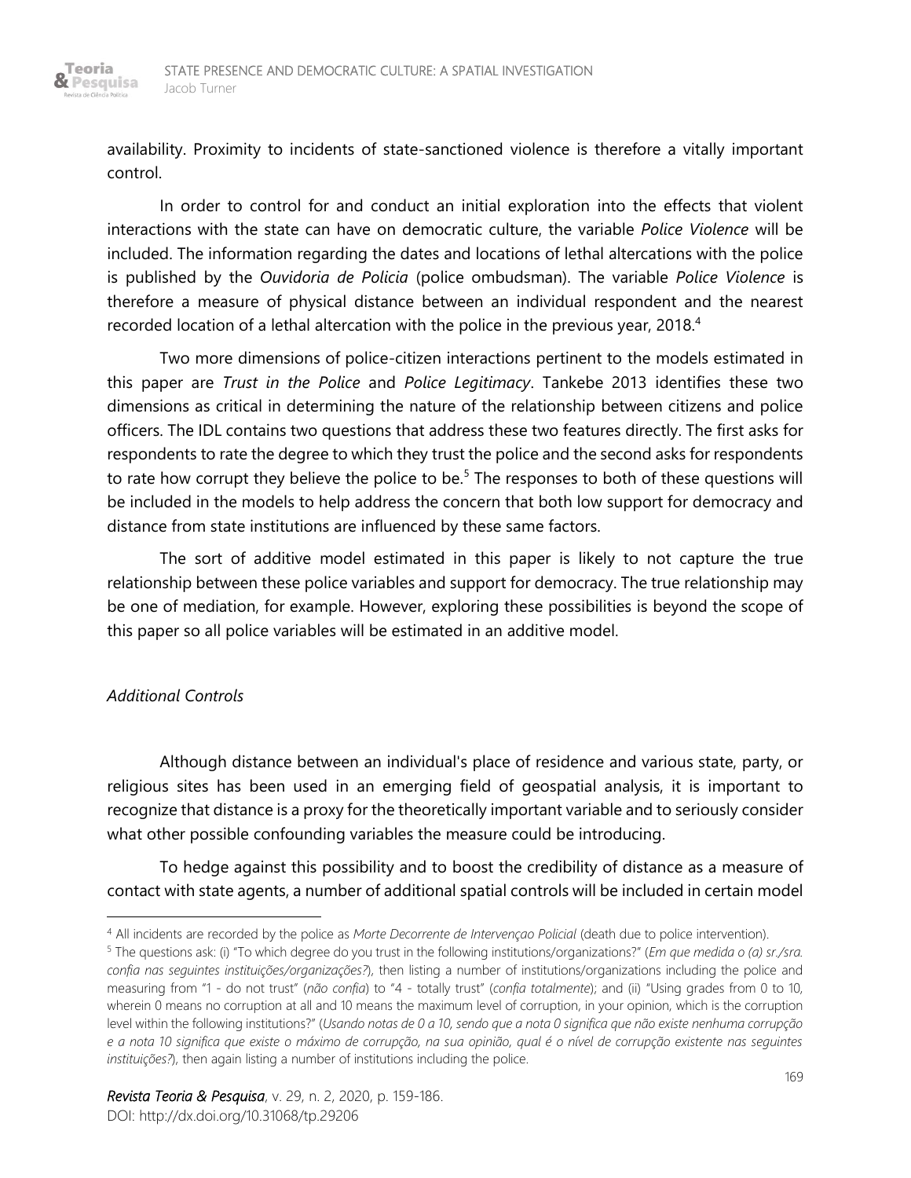availability. Proximity to incidents of state-sanctioned violence is therefore a vitally important control.

In order to control for and conduct an initial exploration into the effects that violent interactions with the state can have on democratic culture, the variable *Police Violence* will be included. The information regarding the dates and locations of lethal altercations with the police is published by the *Ouvidoria de Policia* (police ombudsman). The variable *Police Violence* is therefore a measure of physical distance between an individual respondent and the nearest recorded location of a lethal altercation with the police in the previous year, 2018.[4]

Two more dimensions of police-citizen interactions pertinent to the models estimated in this paper are *Trust in the Police* and *Police Legitimacy*. Tankebe 2013 identifies these two dimensions as critical in determining the nature of the relationship between citizens and police officers. The IDL contains two questions that address these two features directly. The first asks for respondents to rate the degree to which they trust the police and the second asks for respondents to rate how corrupt they believe the police to be.[5] The responses to both of these questions will be included in the models to help address the concern that both low support for democracy and distance from state institutions are influenced by these same factors.

The sort of additive model estimated in this paper is likely to not capture the true relationship between these police variables and support for democracy. The true relationship may be one of mediation, for example. However, exploring these possibilities is beyond the scope of this paper so all police variables will be estimated in an additive model.

*Additional Controls*

Although distance between an individual's place of residence and various state, party, or religious sites has been used in an emerging field of geospatial analysis, it is important to recognize that distance is a proxy for the theoretically important variable and to seriously consider what other possible confounding variables the measure could be introducing.

To hedge against this possibility and to boost the credibility of distance as a measure of contact with state agents, a number of additional spatial controls will be included in certain model

---

[4] All incidents are recorded by the police as *Morte Decorrente de Intervençao Policial* (death due to police intervention).

[5] The questions ask: (i) "To which degree do you trust in the following institutions/organizations?" (*Em que medida o (a) sr./sra. confia nas seguintes instituições/organizações?*), then listing a number of institutions/organizations including the police and measuring from "1 - do not trust" (*não confia*) to "4 - totally trust" (*confia totalmente*); and (ii) "Using grades from 0 to 10, wherein 0 means no corruption at all and 10 means the maximum level of corruption, in your opinion, which is the corruption level within the following institutions?" (*Usando notas de 0 a 10, sendo que a nota 0 significa que não existe nenhuma corrupção e a nota 10 significa que existe o máximo de corrupção, na sua opinião, qual é o nível de corrupção existente nas seguintes instituições?*), then again listing a number of institutions including the police.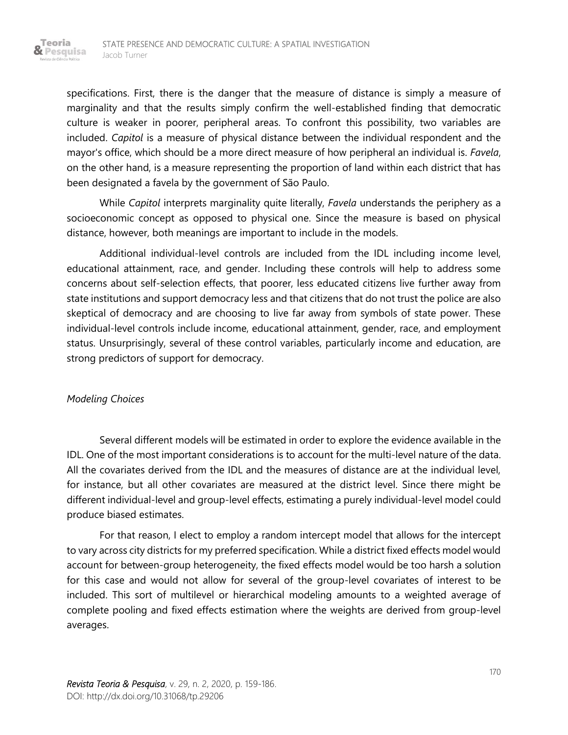specifications. First, there is the danger that the measure of distance is simply a measure of marginality and that the results simply confirm the well-established finding that democratic culture is weaker in poorer, peripheral areas. To confront this possibility, two variables are included. *Capitol* is a measure of physical distance between the individual respondent and the mayor's office, which should be a more direct measure of how peripheral an individual is. *Favela*, on the other hand, is a measure representing the proportion of land within each district that has been designated a favela by the government of São Paulo.

While *Capitol* interprets marginality quite literally, *Favela* understands the periphery as a socioeconomic concept as opposed to physical one. Since the measure is based on physical distance, however, both meanings are important to include in the models.

Additional individual-level controls are included from the IDL including income level, educational attainment, race, and gender. Including these controls will help to address some concerns about self-selection effects, that poorer, less educated citizens live further away from state institutions and support democracy less and that citizens that do not trust the police are also skeptical of democracy and are choosing to live far away from symbols of state power. These individual-level controls include income, educational attainment, gender, race, and employment status. Unsurprisingly, several of these control variables, particularly income and education, are strong predictors of support for democracy.

*Modeling Choices*

Several different models will be estimated in order to explore the evidence available in the IDL. One of the most important considerations is to account for the multi-level nature of the data. All the covariates derived from the IDL and the measures of distance are at the individual level, for instance, but all other covariates are measured at the district level. Since there might be different individual-level and group-level effects, estimating a purely individual-level model could produce biased estimates.

For that reason, I elect to employ a random intercept model that allows for the intercept to vary across city districts for my preferred specification. While a district fixed effects model would account for between-group heterogeneity, the fixed effects model would be too harsh a solution for this case and would not allow for several of the group-level covariates of interest to be included. This sort of multilevel or hierarchical modeling amounts to a weighted average of complete pooling and fixed effects estimation where the weights are derived from group-level averages.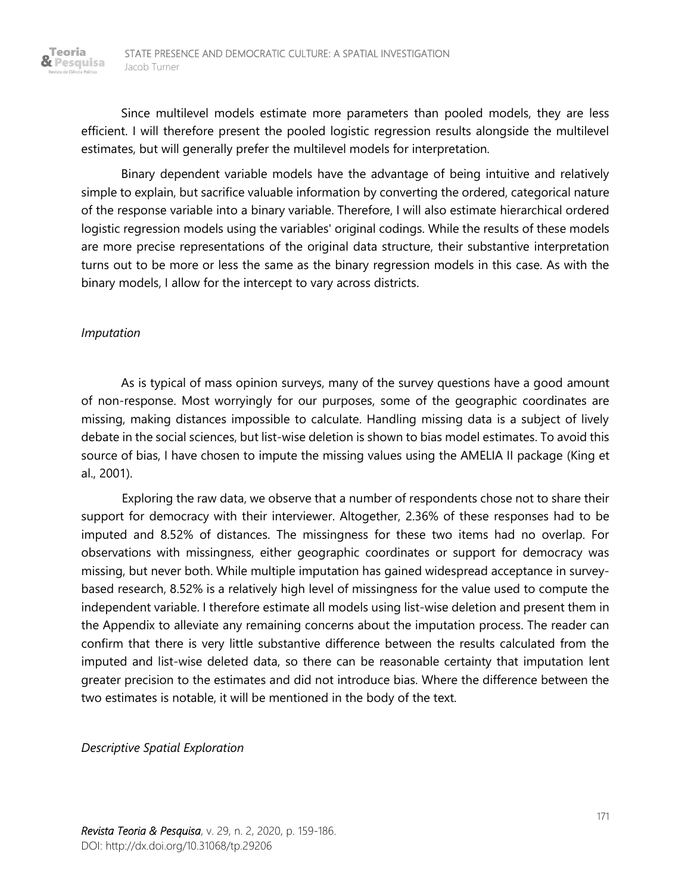Since multilevel models estimate more parameters than pooled models, they are less efficient. I will therefore present the pooled logistic regression results alongside the multilevel estimates, but will generally prefer the multilevel models for interpretation.

Binary dependent variable models have the advantage of being intuitive and relatively simple to explain, but sacrifice valuable information by converting the ordered, categorical nature of the response variable into a binary variable. Therefore, I will also estimate hierarchical ordered logistic regression models using the variables' original codings. While the results of these models are more precise representations of the original data structure, their substantive interpretation turns out to be more or less the same as the binary regression models in this case. As with the binary models, I allow for the intercept to vary across districts.

*Imputation*

As is typical of mass opinion surveys, many of the survey questions have a good amount of non-response. Most worryingly for our purposes, some of the geographic coordinates are missing, making distances impossible to calculate. Handling missing data is a subject of lively debate in the social sciences, but list-wise deletion is shown to bias model estimates. To avoid this source of bias, I have chosen to impute the missing values using the AMELIA II package (King et al., 2001).

Exploring the raw data, we observe that a number of respondents chose not to share their support for democracy with their interviewer. Altogether, 2.36% of these responses had to be imputed and 8.52% of distances. The missingness for these two items had no overlap. For observations with missingness, either geographic coordinates or support for democracy was missing, but never both. While multiple imputation has gained widespread acceptance in survey-based research, 8.52% is a relatively high level of missingness for the value used to compute the independent variable. I therefore estimate all models using list-wise deletion and present them in the Appendix to alleviate any remaining concerns about the imputation process. The reader can confirm that there is very little substantive difference between the results calculated from the imputed and list-wise deleted data, so there can be reasonable certainty that imputation lent greater precision to the estimates and did not introduce bias. Where the difference between the two estimates is notable, it will be mentioned in the body of the text.

*Descriptive Spatial Exploration*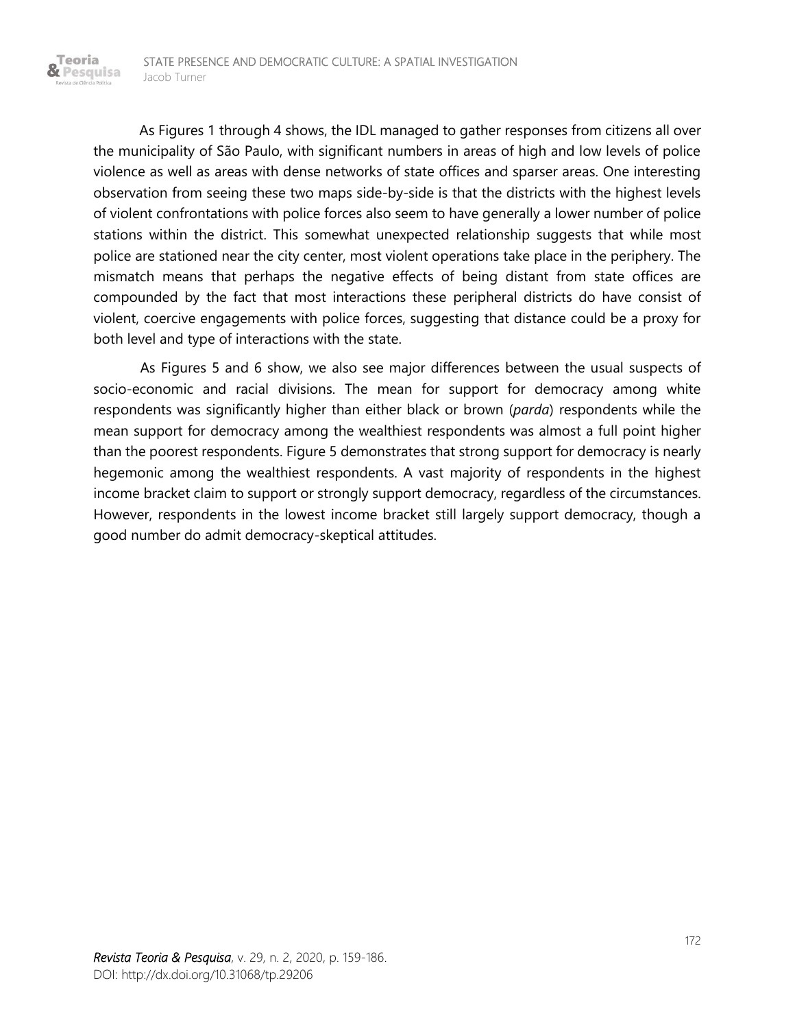As Figures 1 through 4 shows, the IDL managed to gather responses from citizens all over the municipality of São Paulo, with significant numbers in areas of high and low levels of police violence as well as areas with dense networks of state offices and sparser areas. One interesting observation from seeing these two maps side-by-side is that the districts with the highest levels of violent confrontations with police forces also seem to have generally a lower number of police stations within the district. This somewhat unexpected relationship suggests that while most police are stationed near the city center, most violent operations take place in the periphery. The mismatch means that perhaps the negative effects of being distant from state offices are compounded by the fact that most interactions these peripheral districts do have consist of violent, coercive engagements with police forces, suggesting that distance could be a proxy for both level and type of interactions with the state.

As Figures 5 and 6 show, we also see major differences between the usual suspects of socio-economic and racial divisions. The mean for support for democracy among white respondents was significantly higher than either black or brown (*parda*) respondents while the mean support for democracy among the wealthiest respondents was almost a full point higher than the poorest respondents. Figure 5 demonstrates that strong support for democracy is nearly hegemonic among the wealthiest respondents. A vast majority of respondents in the highest income bracket claim to support or strongly support democracy, regardless of the circumstances. However, respondents in the lowest income bracket still largely support democracy, though a good number do admit democracy-skeptical attitudes.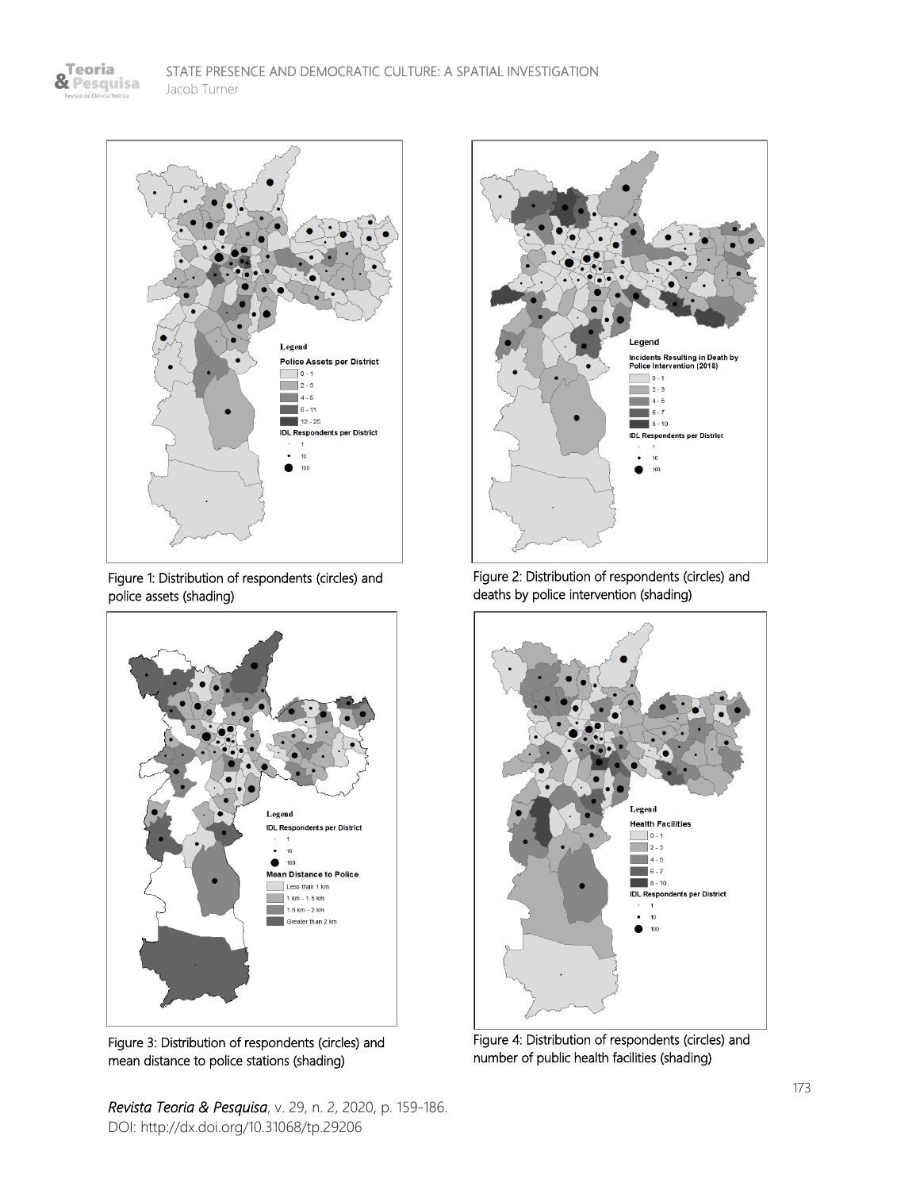Figure 1: Distribution of respondents (circles) and police assets (shading)

Figure 2: Distribution of respondents (circles) and deaths by police intervention (shading)

Figure 3: Distribution of respondents (circles) and mean distance to police stations (shading)

Figure 4: Distribution of respondents (circles) and number of public health facilities (shading)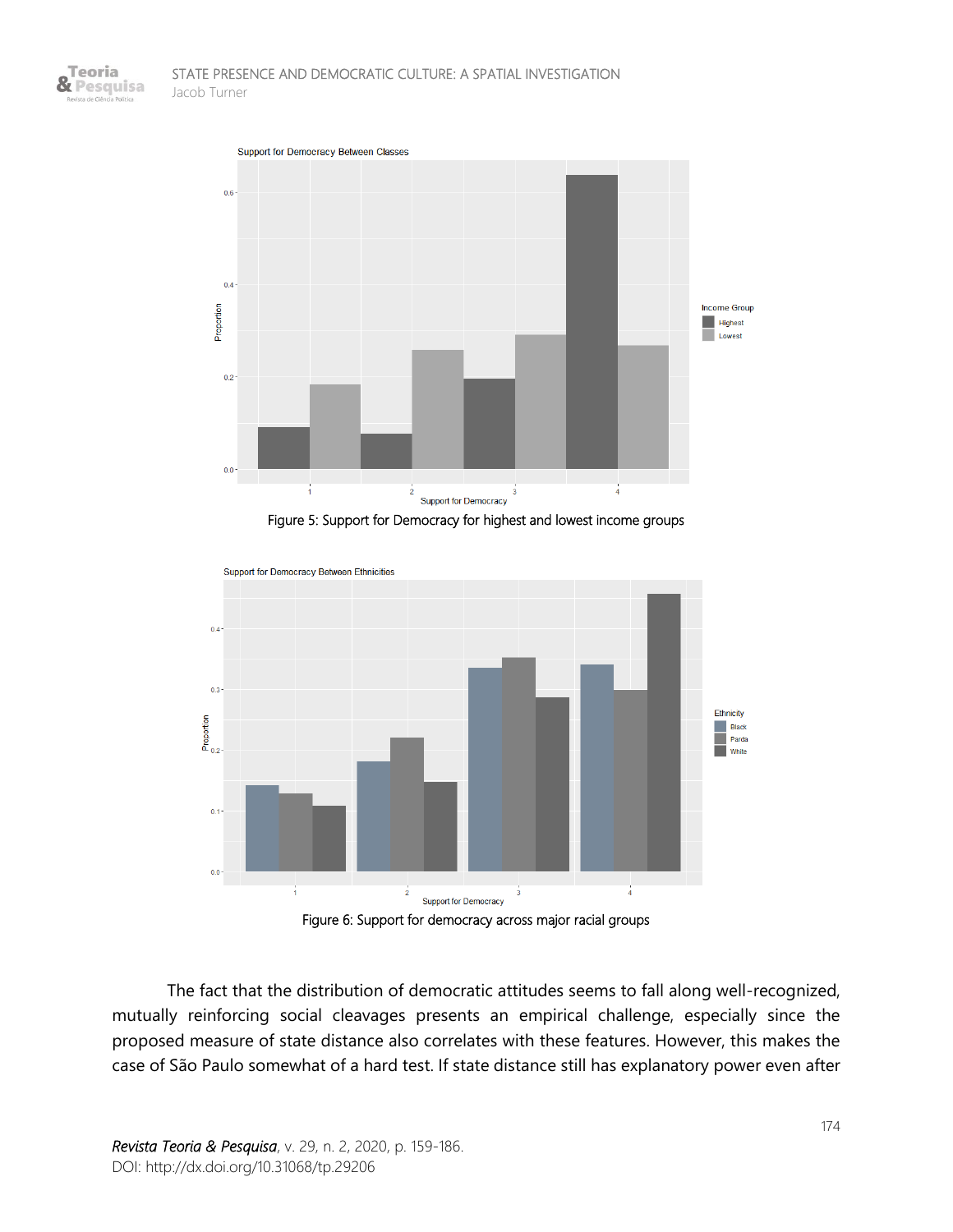Figure 5: Support for Democracy for highest and lowest income groups

Figure 6: Support for democracy across major racial groups

The fact that the distribution of democratic attitudes seems to fall along well-recognized, mutually reinforcing social cleavages presents an empirical challenge, especially since the proposed measure of state distance also correlates with these features. However, this makes the case of São Paulo somewhat of a hard test. If state distance still has explanatory power even after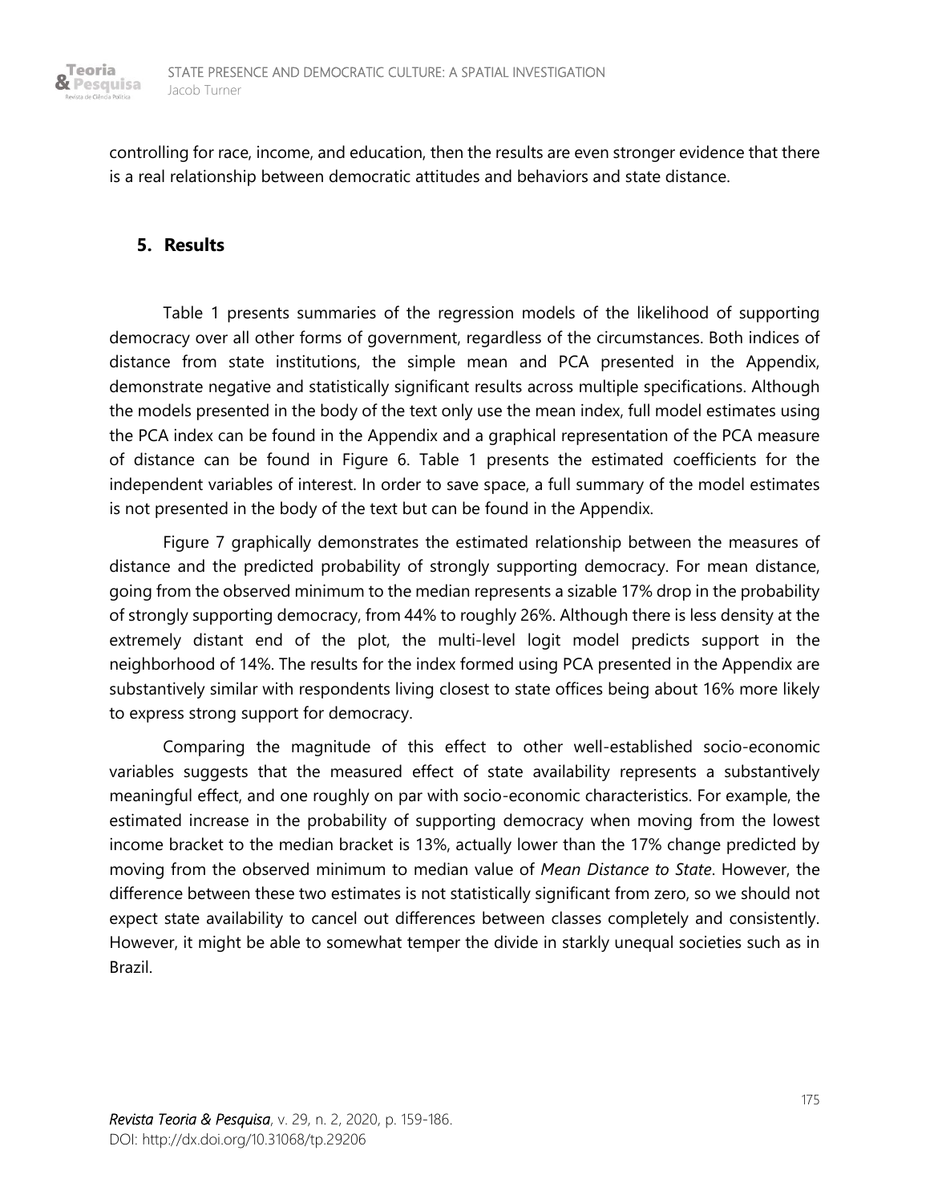controlling for race, income, and education, then the results are even stronger evidence that there is a real relationship between democratic attitudes and behaviors and state distance.

## 5. Results

Table 1 presents summaries of the regression models of the likelihood of supporting democracy over all other forms of government, regardless of the circumstances. Both indices of distance from state institutions, the simple mean and PCA presented in the Appendix, demonstrate negative and statistically significant results across multiple specifications. Although the models presented in the body of the text only use the mean index, full model estimates using the PCA index can be found in the Appendix and a graphical representation of the PCA measure of distance can be found in Figure 6. Table 1 presents the estimated coefficients for the independent variables of interest. In order to save space, a full summary of the model estimates is not presented in the body of the text but can be found in the Appendix.

Figure 7 graphically demonstrates the estimated relationship between the measures of distance and the predicted probability of strongly supporting democracy. For mean distance, going from the observed minimum to the median represents a sizable 17% drop in the probability of strongly supporting democracy, from 44% to roughly 26%. Although there is less density at the extremely distant end of the plot, the multi-level logit model predicts support in the neighborhood of 14%. The results for the index formed using PCA presented in the Appendix are substantively similar with respondents living closest to state offices being about 16% more likely to express strong support for democracy.

Comparing the magnitude of this effect to other well-established socio-economic variables suggests that the measured effect of state availability represents a substantively meaningful effect, and one roughly on par with socio-economic characteristics. For example, the estimated increase in the probability of supporting democracy when moving from the lowest income bracket to the median bracket is 13%, actually lower than the 17% change predicted by moving from the observed minimum to median value of *Mean Distance to State*. However, the difference between these two estimates is not statistically significant from zero, so we should not expect state availability to cancel out differences between classes completely and consistently. However, it might be able to somewhat temper the divide in starkly unequal societies such as in Brazil.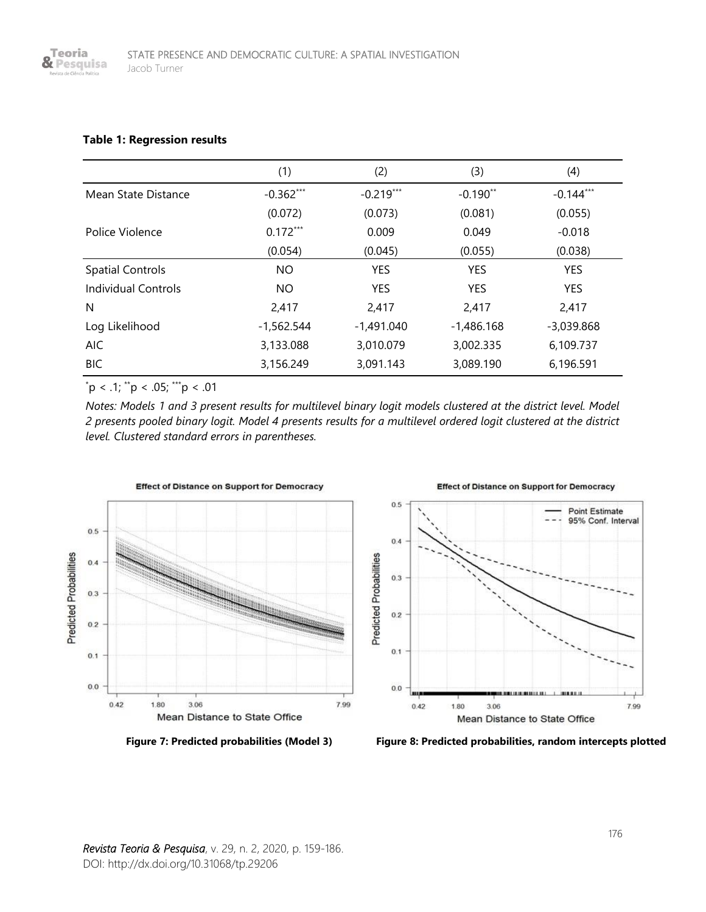**Table 1: Regression results**

| | (1) | (2) | (3) | (4) |
|---|---|---|---|---|
| Mean State Distance | -0.362*** | -0.219*** | -0.190** | -0.144*** |
| | (0.072) | (0.073) | (0.081) | (0.055) |
| Police Violence | 0.172*** | 0.009 | 0.049 | -0.018 |
| | (0.054) | (0.045) | (0.055) | (0.038) |
| Spatial Controls | NO | YES | YES | YES |
| Individual Controls | NO | YES | YES | YES |
| N | 2,417 | 2,417 | 2,417 | 2,417 |
| Log Likelihood | -1,562.544 | -1,491.040 | -1,486.168 | -3,039.868 |
| AIC | 3,133.088 | 3,010.079 | 3,002.335 | 6,109.737 |
| BIC | 3,156.249 | 3,091.143 | 3,089.190 | 6,196.591 |

*p < .1; **p < .05; ***p < .01

*Notes: Models 1 and 3 present results for multilevel binary logit models clustered at the district level. Model 2 presents pooled binary logit. Model 4 presents results for a multilevel ordered logit clustered at the district level. Clustered standard errors in parentheses.*

**Figure 7: Predicted probabilities (Model 3)**

**Figure 8: Predicted probabilities, random intercepts plotted**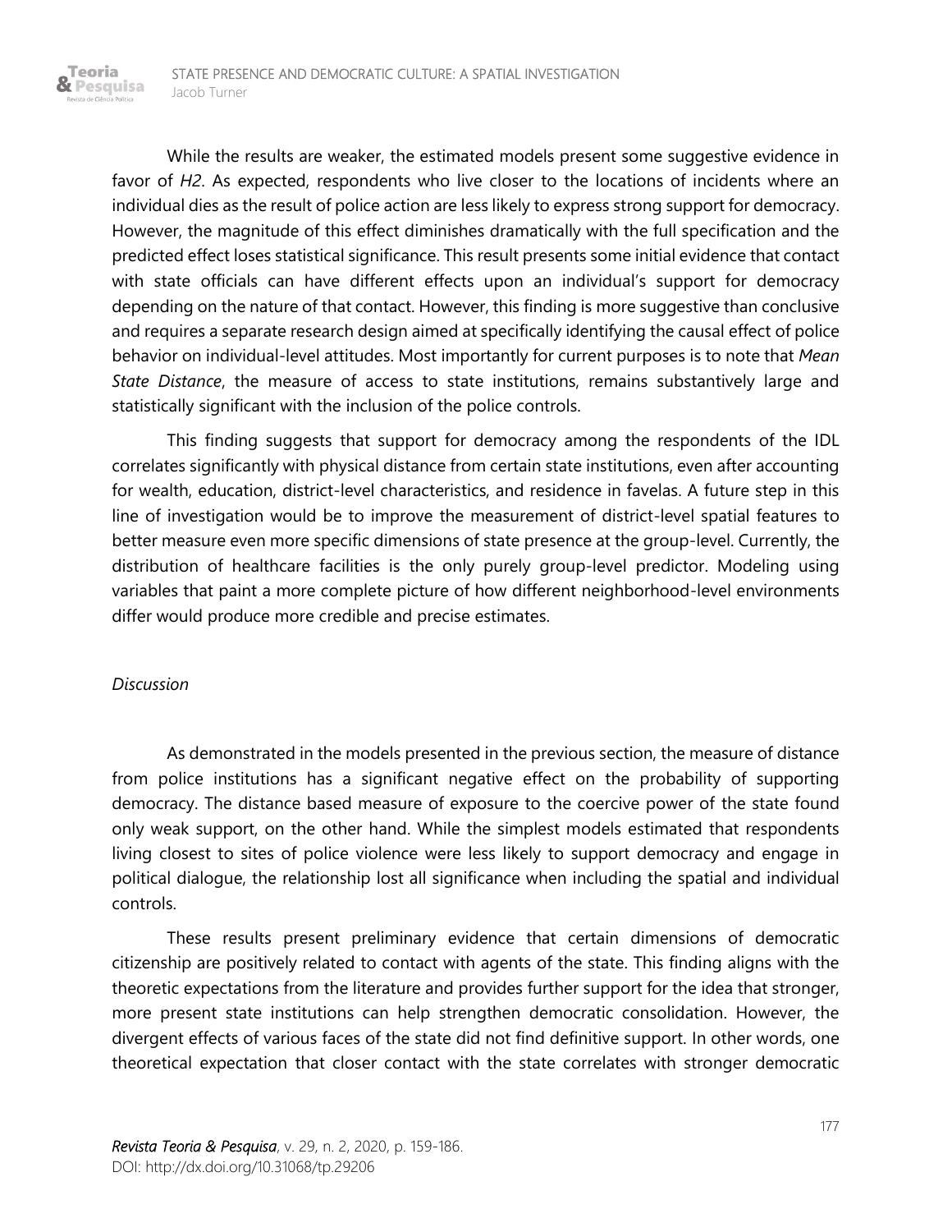While the results are weaker, the estimated models present some suggestive evidence in favor of *H2*. As expected, respondents who live closer to the locations of incidents where an individual dies as the result of police action are less likely to express strong support for democracy. However, the magnitude of this effect diminishes dramatically with the full specification and the predicted effect loses statistical significance. This result presents some initial evidence that contact with state officials can have different effects upon an individual's support for democracy depending on the nature of that contact. However, this finding is more suggestive than conclusive and requires a separate research design aimed at specifically identifying the causal effect of police behavior on individual-level attitudes. Most importantly for current purposes is to note that *Mean State Distance*, the measure of access to state institutions, remains substantively large and statistically significant with the inclusion of the police controls.

This finding suggests that support for democracy among the respondents of the IDL correlates significantly with physical distance from certain state institutions, even after accounting for wealth, education, district-level characteristics, and residence in favelas. A future step in this line of investigation would be to improve the measurement of district-level spatial features to better measure even more specific dimensions of state presence at the group-level. Currently, the distribution of healthcare facilities is the only purely group-level predictor. Modeling using variables that paint a more complete picture of how different neighborhood-level environments differ would produce more credible and precise estimates.

*Discussion*

As demonstrated in the models presented in the previous section, the measure of distance from police institutions has a significant negative effect on the probability of supporting democracy. The distance based measure of exposure to the coercive power of the state found only weak support, on the other hand. While the simplest models estimated that respondents living closest to sites of police violence were less likely to support democracy and engage in political dialogue, the relationship lost all significance when including the spatial and individual controls.

These results present preliminary evidence that certain dimensions of democratic citizenship are positively related to contact with agents of the state. This finding aligns with the theoretic expectations from the literature and provides further support for the idea that stronger, more present state institutions can help strengthen democratic consolidation. However, the divergent effects of various faces of the state did not find definitive support. In other words, one theoretical expectation that closer contact with the state correlates with stronger democratic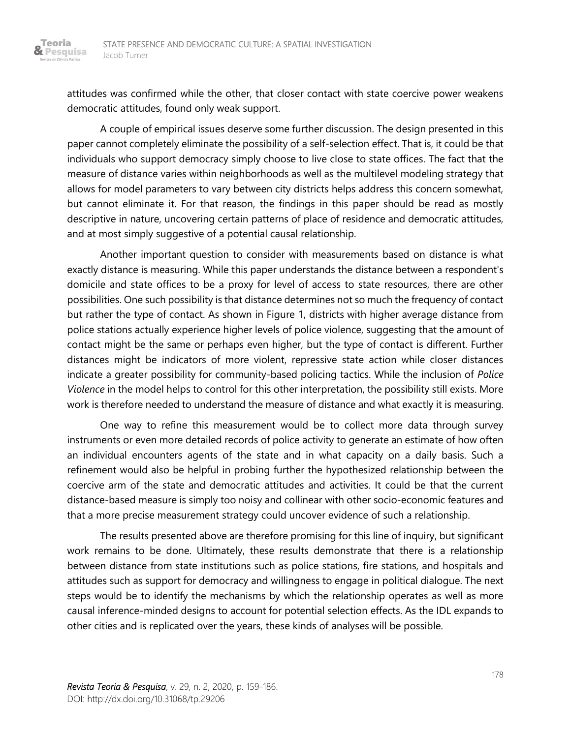attitudes was confirmed while the other, that closer contact with state coercive power weakens democratic attitudes, found only weak support.

A couple of empirical issues deserve some further discussion. The design presented in this paper cannot completely eliminate the possibility of a self-selection effect. That is, it could be that individuals who support democracy simply choose to live close to state offices. The fact that the measure of distance varies within neighborhoods as well as the multilevel modeling strategy that allows for model parameters to vary between city districts helps address this concern somewhat, but cannot eliminate it. For that reason, the findings in this paper should be read as mostly descriptive in nature, uncovering certain patterns of place of residence and democratic attitudes, and at most simply suggestive of a potential causal relationship.

Another important question to consider with measurements based on distance is what exactly distance is measuring. While this paper understands the distance between a respondent's domicile and state offices to be a proxy for level of access to state resources, there are other possibilities. One such possibility is that distance determines not so much the frequency of contact but rather the type of contact. As shown in Figure 1, districts with higher average distance from police stations actually experience higher levels of police violence, suggesting that the amount of contact might be the same or perhaps even higher, but the type of contact is different. Further distances might be indicators of more violent, repressive state action while closer distances indicate a greater possibility for community-based policing tactics. While the inclusion of *Police Violence* in the model helps to control for this other interpretation, the possibility still exists. More work is therefore needed to understand the measure of distance and what exactly it is measuring.

One way to refine this measurement would be to collect more data through survey instruments or even more detailed records of police activity to generate an estimate of how often an individual encounters agents of the state and in what capacity on a daily basis. Such a refinement would also be helpful in probing further the hypothesized relationship between the coercive arm of the state and democratic attitudes and activities. It could be that the current distance-based measure is simply too noisy and collinear with other socio-economic features and that a more precise measurement strategy could uncover evidence of such a relationship.

The results presented above are therefore promising for this line of inquiry, but significant work remains to be done. Ultimately, these results demonstrate that there is a relationship between distance from state institutions such as police stations, fire stations, and hospitals and attitudes such as support for democracy and willingness to engage in political dialogue. The next steps would be to identify the mechanisms by which the relationship operates as well as more causal inference-minded designs to account for potential selection effects. As the IDL expands to other cities and is replicated over the years, these kinds of analyses will be possible.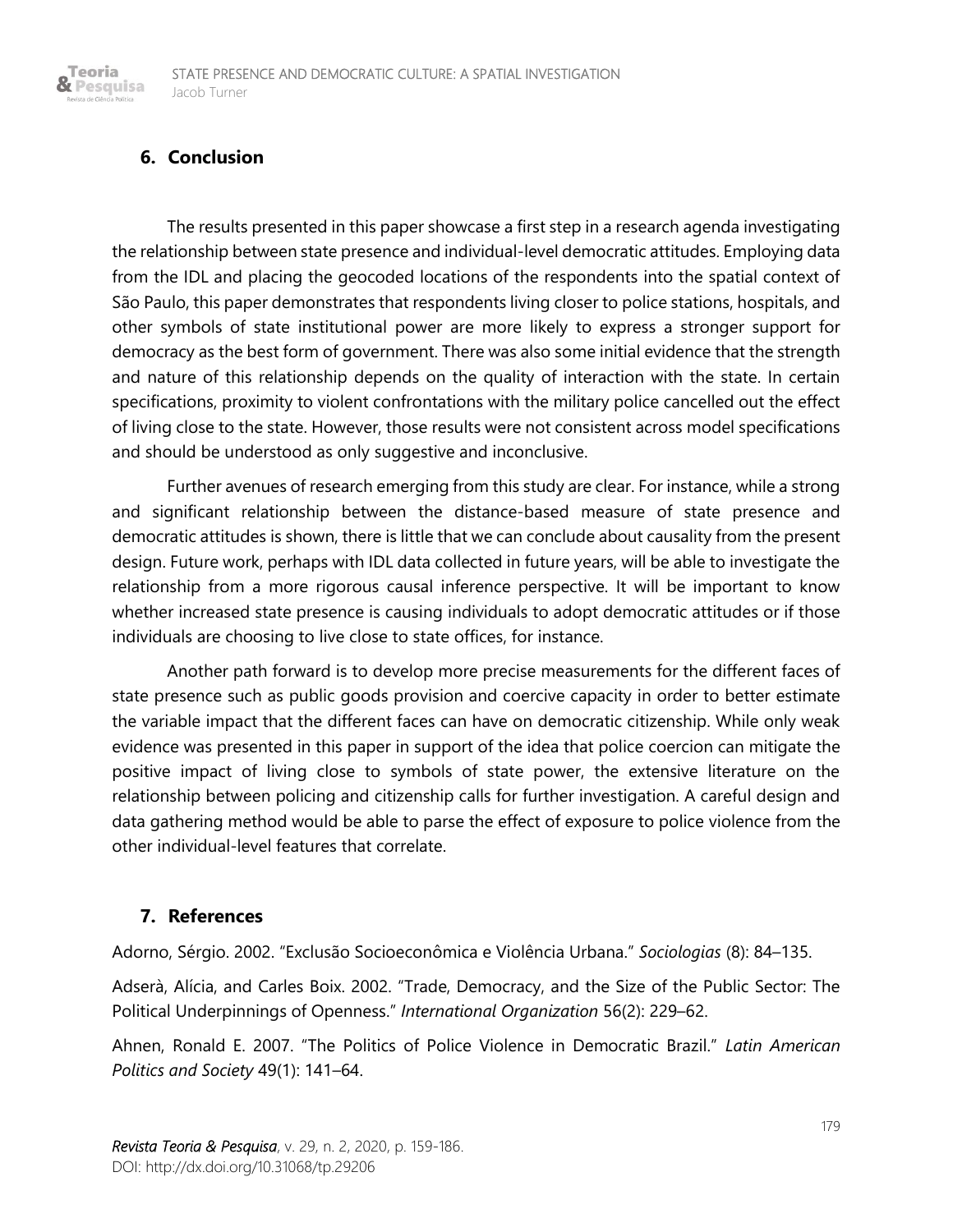## 6. Conclusion

The results presented in this paper showcase a first step in a research agenda investigating the relationship between state presence and individual-level democratic attitudes. Employing data from the IDL and placing the geocoded locations of the respondents into the spatial context of São Paulo, this paper demonstrates that respondents living closer to police stations, hospitals, and other symbols of state institutional power are more likely to express a stronger support for democracy as the best form of government. There was also some initial evidence that the strength and nature of this relationship depends on the quality of interaction with the state. In certain specifications, proximity to violent confrontations with the military police cancelled out the effect of living close to the state. However, those results were not consistent across model specifications and should be understood as only suggestive and inconclusive.

Further avenues of research emerging from this study are clear. For instance, while a strong and significant relationship between the distance-based measure of state presence and democratic attitudes is shown, there is little that we can conclude about causality from the present design. Future work, perhaps with IDL data collected in future years, will be able to investigate the relationship from a more rigorous causal inference perspective. It will be important to know whether increased state presence is causing individuals to adopt democratic attitudes or if those individuals are choosing to live close to state offices, for instance.

Another path forward is to develop more precise measurements for the different faces of state presence such as public goods provision and coercive capacity in order to better estimate the variable impact that the different faces can have on democratic citizenship. While only weak evidence was presented in this paper in support of the idea that police coercion can mitigate the positive impact of living close to symbols of state power, the extensive literature on the relationship between policing and citizenship calls for further investigation. A careful design and data gathering method would be able to parse the effect of exposure to police violence from the other individual-level features that correlate.

## 7. References

Adorno, Sérgio. 2002. "Exclusão Socioeconômica e Violência Urbana." *Sociologias* (8): 84–135.

Adserà, Alícia, and Carles Boix. 2002. "Trade, Democracy, and the Size of the Public Sector: The Political Underpinnings of Openness." *International Organization* 56(2): 229–62.

Ahnen, Ronald E. 2007. "The Politics of Police Violence in Democratic Brazil." *Latin American Politics and Society* 49(1): 141–64.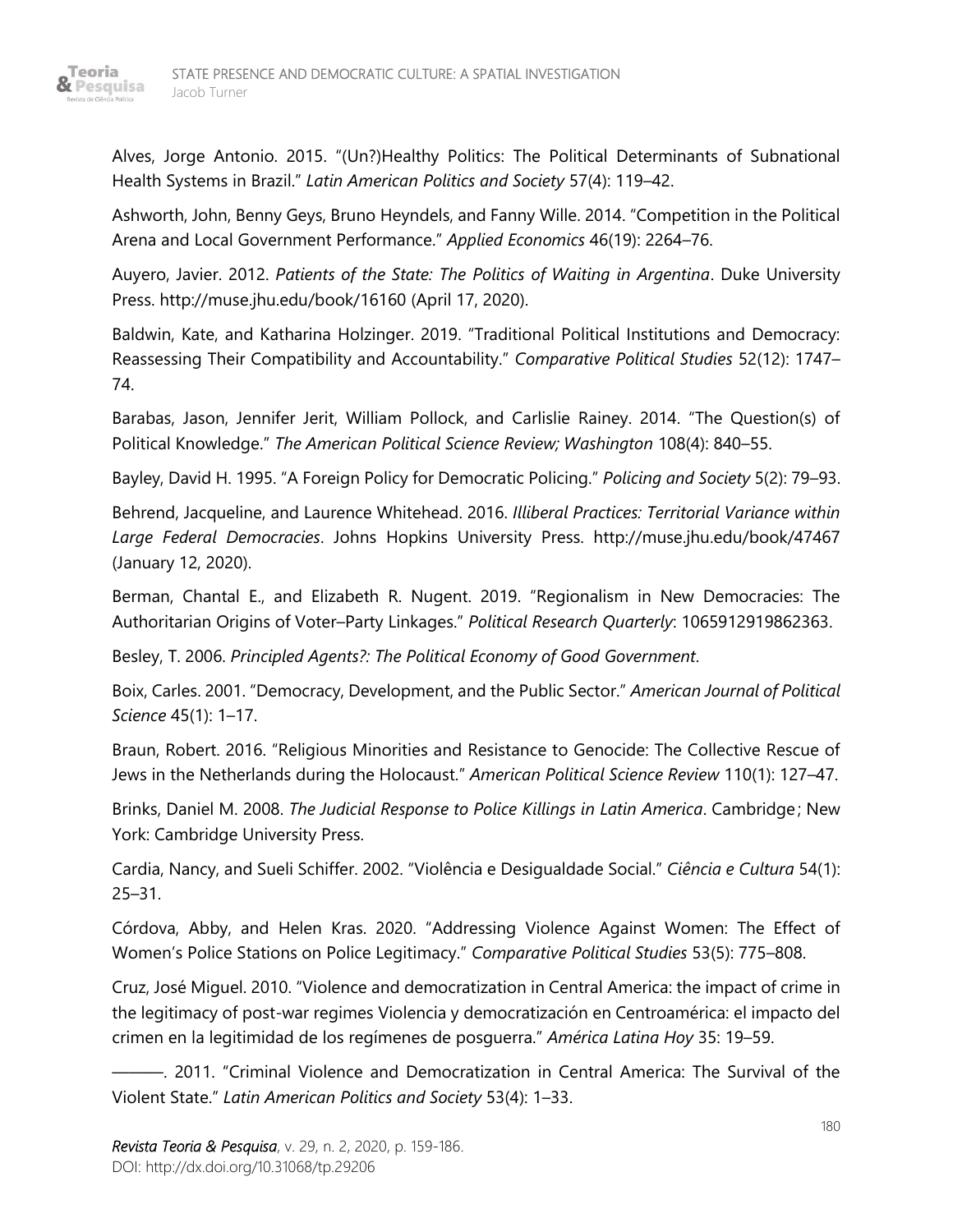Alves, Jorge Antonio. 2015. "(Un?)Healthy Politics: The Political Determinants of Subnational Health Systems in Brazil." *Latin American Politics and Society* 57(4): 119–42.

Ashworth, John, Benny Geys, Bruno Heyndels, and Fanny Wille. 2014. "Competition in the Political Arena and Local Government Performance." *Applied Economics* 46(19): 2264–76.

Auyero, Javier. 2012. *Patients of the State: The Politics of Waiting in Argentina*. Duke University Press. http://muse.jhu.edu/book/16160 (April 17, 2020).

Baldwin, Kate, and Katharina Holzinger. 2019. "Traditional Political Institutions and Democracy: Reassessing Their Compatibility and Accountability." *Comparative Political Studies* 52(12): 1747–74.

Barabas, Jason, Jennifer Jerit, William Pollock, and Carlislie Rainey. 2014. "The Question(s) of Political Knowledge." *The American Political Science Review; Washington* 108(4): 840–55.

Bayley, David H. 1995. "A Foreign Policy for Democratic Policing." *Policing and Society* 5(2): 79–93.

Behrend, Jacqueline, and Laurence Whitehead. 2016. *Illiberal Practices: Territorial Variance within Large Federal Democracies*. Johns Hopkins University Press. http://muse.jhu.edu/book/47467 (January 12, 2020).

Berman, Chantal E., and Elizabeth R. Nugent. 2019. "Regionalism in New Democracies: The Authoritarian Origins of Voter–Party Linkages." *Political Research Quarterly*: 1065912919862363.

Besley, T. 2006. *Principled Agents?: The Political Economy of Good Government*.

Boix, Carles. 2001. "Democracy, Development, and the Public Sector." *American Journal of Political Science* 45(1): 1–17.

Braun, Robert. 2016. "Religious Minorities and Resistance to Genocide: The Collective Rescue of Jews in the Netherlands during the Holocaust." *American Political Science Review* 110(1): 127–47.

Brinks, Daniel M. 2008. *The Judicial Response to Police Killings in Latin America*. Cambridge ; New York: Cambridge University Press.

Cardia, Nancy, and Sueli Schiffer. 2002. "Violência e Desigualdade Social." *Ciência e Cultura* 54(1): 25–31.

Córdova, Abby, and Helen Kras. 2020. "Addressing Violence Against Women: The Effect of Women's Police Stations on Police Legitimacy." *Comparative Political Studies* 53(5): 775–808.

Cruz, José Miguel. 2010. "Violence and democratization in Central America: the impact of crime in the legitimacy of post-war regimes Violencia y democratización en Centroamérica: el impacto del crimen en la legitimidad de los regímenes de posguerra." *América Latina Hoy* 35: 19–59.

———. 2011. "Criminal Violence and Democratization in Central America: The Survival of the Violent State." *Latin American Politics and Society* 53(4): 1–33.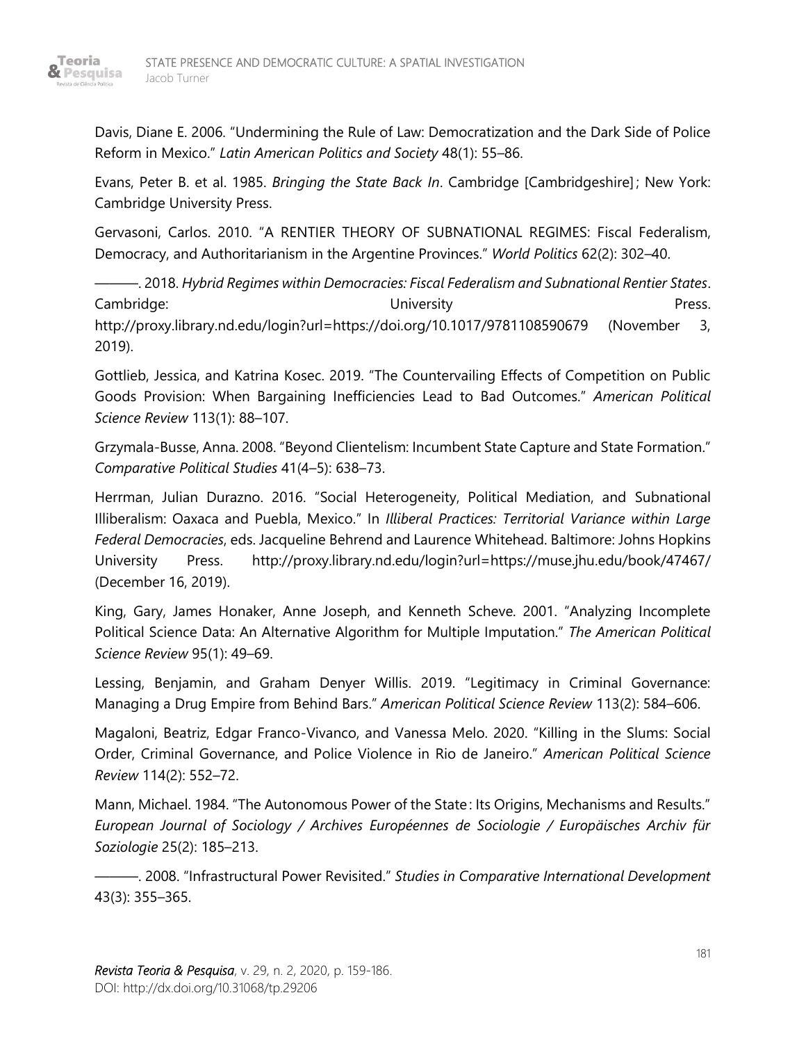Davis, Diane E. 2006. "Undermining the Rule of Law: Democratization and the Dark Side of Police Reform in Mexico." *Latin American Politics and Society* 48(1): 55–86.

Evans, Peter B. et al. 1985. *Bringing the State Back In*. Cambridge [Cambridgeshire]; New York: Cambridge University Press.

Gervasoni, Carlos. 2010. "A RENTIER THEORY OF SUBNATIONAL REGIMES: Fiscal Federalism, Democracy, and Authoritarianism in the Argentine Provinces." *World Politics* 62(2): 302–40.

———. 2018. *Hybrid Regimes within Democracies: Fiscal Federalism and Subnational Rentier States*. Cambridge: University Press. http://proxy.library.nd.edu/login?url=https://doi.org/10.1017/9781108590679 (November 3, 2019).

Gottlieb, Jessica, and Katrina Kosec. 2019. "The Countervailing Effects of Competition on Public Goods Provision: When Bargaining Inefficiencies Lead to Bad Outcomes." *American Political Science Review* 113(1): 88–107.

Grzymala-Busse, Anna. 2008. "Beyond Clientelism: Incumbent State Capture and State Formation." *Comparative Political Studies* 41(4–5): 638–73.

Herrman, Julian Durazno. 2016. "Social Heterogeneity, Political Mediation, and Subnational Illiberalism: Oaxaca and Puebla, Mexico." In *Illiberal Practices: Territorial Variance within Large Federal Democracies*, eds. Jacqueline Behrend and Laurence Whitehead. Baltimore: Johns Hopkins University Press. http://proxy.library.nd.edu/login?url=https://muse.jhu.edu/book/47467/ (December 16, 2019).

King, Gary, James Honaker, Anne Joseph, and Kenneth Scheve. 2001. "Analyzing Incomplete Political Science Data: An Alternative Algorithm for Multiple Imputation." *The American Political Science Review* 95(1): 49–69.

Lessing, Benjamin, and Graham Denyer Willis. 2019. "Legitimacy in Criminal Governance: Managing a Drug Empire from Behind Bars." *American Political Science Review* 113(2): 584–606.

Magaloni, Beatriz, Edgar Franco-Vivanco, and Vanessa Melo. 2020. "Killing in the Slums: Social Order, Criminal Governance, and Police Violence in Rio de Janeiro." *American Political Science Review* 114(2): 552–72.

Mann, Michael. 1984. "The Autonomous Power of the State: Its Origins, Mechanisms and Results." *European Journal of Sociology / Archives Européennes de Sociologie / Europäisches Archiv für Soziologie* 25(2): 185–213.

———. 2008. "Infrastructural Power Revisited." *Studies in Comparative International Development* 43(3): 355–365.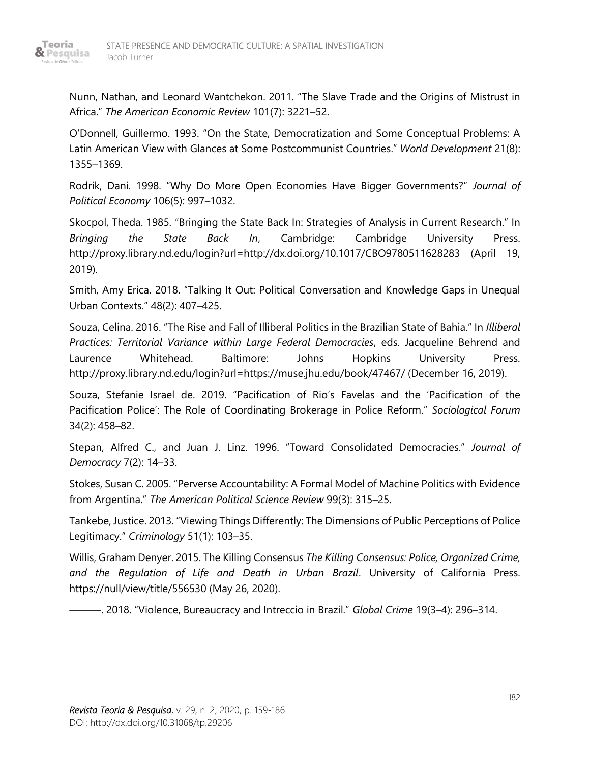Nunn, Nathan, and Leonard Wantchekon. 2011. "The Slave Trade and the Origins of Mistrust in Africa." *The American Economic Review* 101(7): 3221–52.

O'Donnell, Guillermo. 1993. "On the State, Democratization and Some Conceptual Problems: A Latin American View with Glances at Some Postcommunist Countries." *World Development* 21(8): 1355–1369.

Rodrik, Dani. 1998. "Why Do More Open Economies Have Bigger Governments?" *Journal of Political Economy* 106(5): 997–1032.

Skocpol, Theda. 1985. "Bringing the State Back In: Strategies of Analysis in Current Research." In *Bringing the State Back In*, Cambridge: Cambridge University Press. http://proxy.library.nd.edu/login?url=http://dx.doi.org/10.1017/CBO9780511628283 (April 19, 2019).

Smith, Amy Erica. 2018. "Talking It Out: Political Conversation and Knowledge Gaps in Unequal Urban Contexts." 48(2): 407–425.

Souza, Celina. 2016. "The Rise and Fall of Illiberal Politics in the Brazilian State of Bahia." In *Illiberal Practices: Territorial Variance within Large Federal Democracies*, eds. Jacqueline Behrend and Laurence Whitehead. Baltimore: Johns Hopkins University Press. http://proxy.library.nd.edu/login?url=https://muse.jhu.edu/book/47467/ (December 16, 2019).

Souza, Stefanie Israel de. 2019. "Pacification of Rio's Favelas and the 'Pacification of the Pacification Police': The Role of Coordinating Brokerage in Police Reform." *Sociological Forum* 34(2): 458–82.

Stepan, Alfred C., and Juan J. Linz. 1996. "Toward Consolidated Democracies." *Journal of Democracy* 7(2): 14–33.

Stokes, Susan C. 2005. "Perverse Accountability: A Formal Model of Machine Politics with Evidence from Argentina." *The American Political Science Review* 99(3): 315–25.

Tankebe, Justice. 2013. "Viewing Things Differently: The Dimensions of Public Perceptions of Police Legitimacy." *Criminology* 51(1): 103–35.

Willis, Graham Denyer. 2015. The Killing Consensus *The Killing Consensus: Police, Organized Crime, and the Regulation of Life and Death in Urban Brazil*. University of California Press. https://null/view/title/556530 (May 26, 2020).

———. 2018. "Violence, Bureaucracy and Intreccio in Brazil." *Global Crime* 19(3–4): 296–314.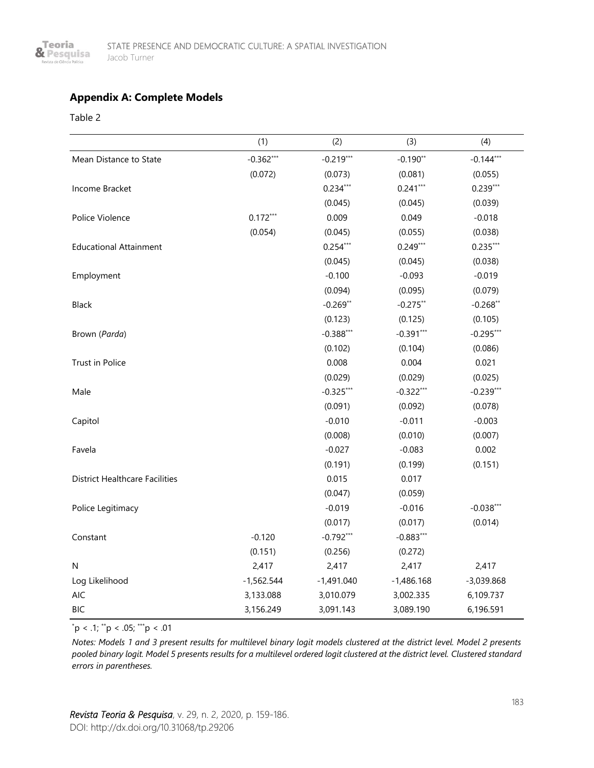## Appendix A: Complete Models

Table 2

| | (1) | (2) | (3) | (4) |
|---|---|---|---|---|
| Mean Distance to State | -0.362*** | -0.219*** | -0.190** | -0.144*** |
| | (0.072) | (0.073) | (0.081) | (0.055) |
| Income Bracket | | 0.234*** | 0.241*** | 0.239*** |
| | | (0.045) | (0.045) | (0.039) |
| Police Violence | 0.172*** | 0.009 | 0.049 | -0.018 |
| | (0.054) | (0.045) | (0.055) | (0.038) |
| Educational Attainment | | 0.254*** | 0.249*** | 0.235*** |
| | | (0.045) | (0.045) | (0.038) |
| Employment | | -0.100 | -0.093 | -0.019 |
| | | (0.094) | (0.095) | (0.079) |
| Black | | -0.269** | -0.275** | -0.268** |
| | | (0.123) | (0.125) | (0.105) |
| Brown (*Parda*) | | -0.388*** | -0.391*** | -0.295*** |
| | | (0.102) | (0.104) | (0.086) |
| Trust in Police | | 0.008 | 0.004 | 0.021 |
| | | (0.029) | (0.029) | (0.025) |
| Male | | -0.325*** | -0.322*** | -0.239*** |
| | | (0.091) | (0.092) | (0.078) |
| Capitol | | -0.010 | -0.011 | -0.003 |
| | | (0.008) | (0.010) | (0.007) |
| Favela | | -0.027 | -0.083 | 0.002 |
| | | (0.191) | (0.199) | (0.151) |
| District Healthcare Facilities | | 0.015 | 0.017 | |
| | | (0.047) | (0.059) | |
| Police Legitimacy | | -0.019 | -0.016 | -0.038*** |
| | | (0.017) | (0.017) | (0.014) |
| Constant | -0.120 | -0.792*** | -0.883*** | |
| | (0.151) | (0.256) | (0.272) | |
| N | 2,417 | 2,417 | 2,417 | 2,417 |
| Log Likelihood | -1,562.544 | -1,491.040 | -1,486.168 | -3,039.868 |
| AIC | 3,133.088 | 3,010.079 | 3,002.335 | 6,109.737 |
| BIC | 3,156.249 | 3,091.143 | 3,089.190 | 6,196.591 |

*p < .1; **p < .05; ***p < .01

*Notes: Models 1 and 3 present results for multilevel binary logit models clustered at the district level. Model 2 presents pooled binary logit. Model 5 presents results for a multilevel ordered logit clustered at the district level. Clustered standard errors in parentheses.*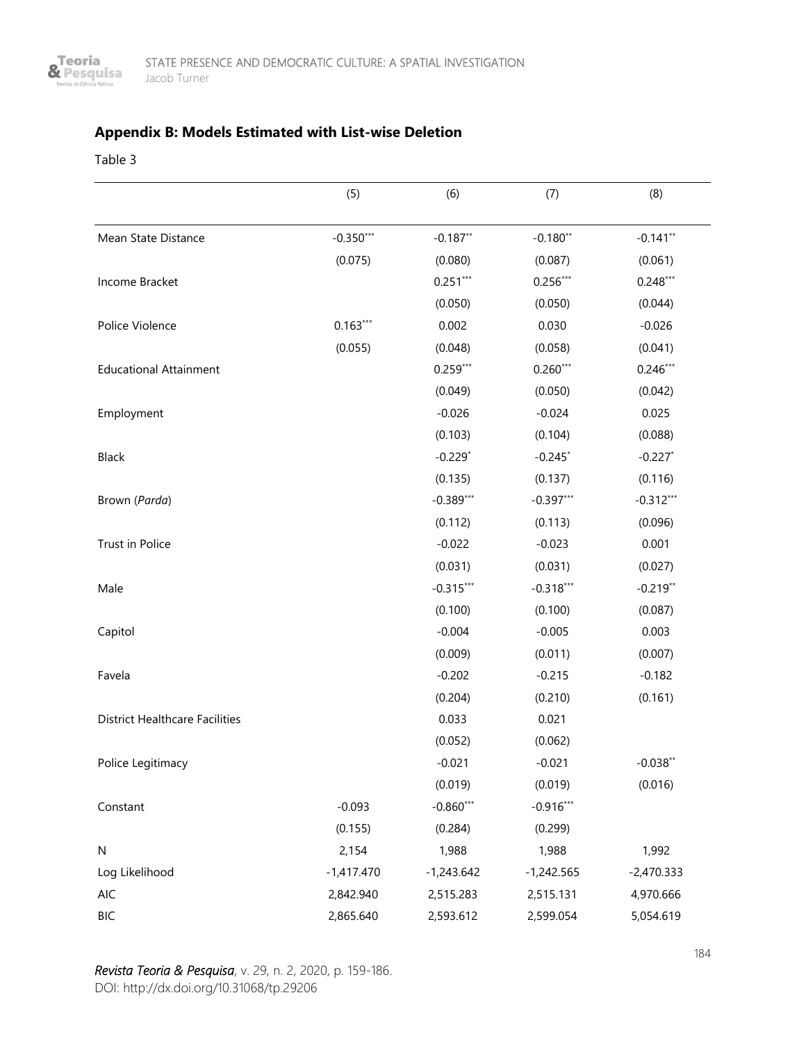## Appendix B: Models Estimated with List-wise Deletion

Table 3

| | (5) | (6) | (7) | (8) |
|---|---|---|---|---|
| Mean State Distance | -0.350*** | -0.187** | -0.180** | -0.141** |
| | (0.075) | (0.080) | (0.087) | (0.061) |
| Income Bracket | | 0.251*** | 0.256*** | 0.248*** |
| | | (0.050) | (0.050) | (0.044) |
| Police Violence | 0.163*** | 0.002 | 0.030 | -0.026 |
| | (0.055) | (0.048) | (0.058) | (0.041) |
| Educational Attainment | | 0.259*** | 0.260*** | 0.246*** |
| | | (0.049) | (0.050) | (0.042) |
| Employment | | -0.026 | -0.024 | 0.025 |
| | | (0.103) | (0.104) | (0.088) |
| Black | | -0.229* | -0.245* | -0.227* |
| | | (0.135) | (0.137) | (0.116) |
| Brown (*Parda*) | | -0.389*** | -0.397*** | -0.312*** |
| | | (0.112) | (0.113) | (0.096) |
| Trust in Police | | -0.022 | -0.023 | 0.001 |
| | | (0.031) | (0.031) | (0.027) |
| Male | | -0.315*** | -0.318*** | -0.219** |
| | | (0.100) | (0.100) | (0.087) |
| Capitol | | -0.004 | -0.005 | 0.003 |
| | | (0.009) | (0.011) | (0.007) |
| Favela | | -0.202 | -0.215 | -0.182 |
| | | (0.204) | (0.210) | (0.161) |
| District Healthcare Facilities | | 0.033 | 0.021 | |
| | | (0.052) | (0.062) | |
| Police Legitimacy | | -0.021 | -0.021 | -0.038** |
| | | (0.019) | (0.019) | (0.016) |
| Constant | -0.093 | -0.860*** | -0.916*** | |
| | (0.155) | (0.284) | (0.299) | |
| N | 2,154 | 1,988 | 1,988 | 1,992 |
| Log Likelihood | -1,417.470 | -1,243.642 | -1,242.565 | -2,470.333 |
| AIC | 2,842.940 | 2,515.283 | 2,515.131 | 4,970.666 |
| BIC | 2,865.640 | 2,593.612 | 2,599.054 | 5,054.619 |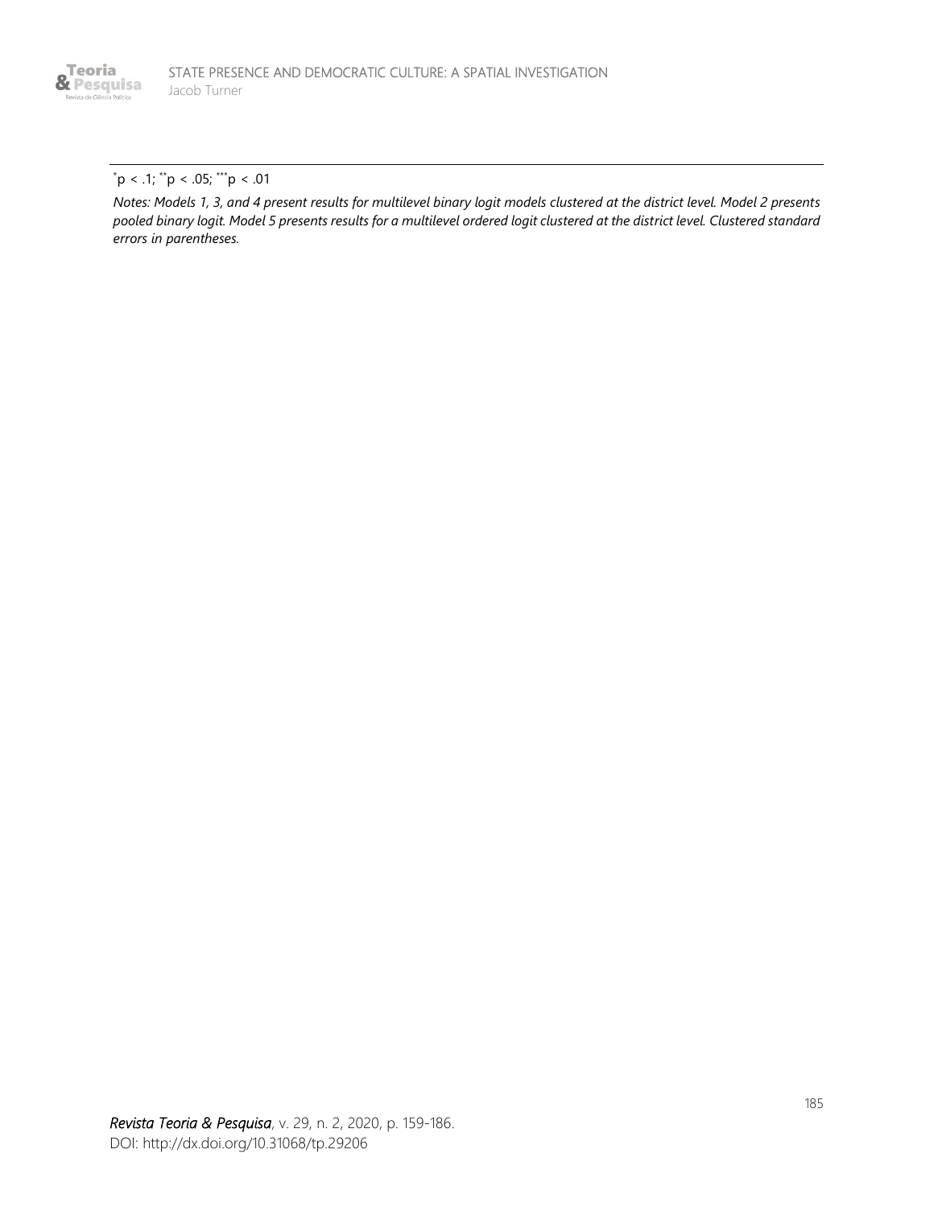$^{*}p < .1$; $^{**}p < .05$; $^{***}p < .01$

*Notes: Models 1, 3, and 4 present results for multilevel binary logit models clustered at the district level. Model 2 presents pooled binary logit. Model 5 presents results for a multilevel ordered logit clustered at the district level. Clustered standard errors in parentheses.*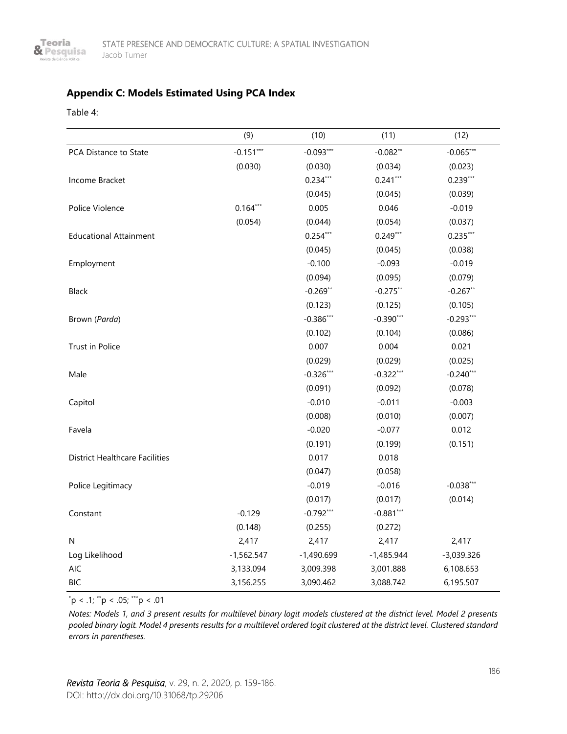## Appendix C: Models Estimated Using PCA Index

Table 4:

| | (9) | (10) | (11) | (12) |
|---|---|---|---|---|
| PCA Distance to State | -0.151*** | -0.093*** | -0.082** | -0.065*** |
| | (0.030) | (0.030) | (0.034) | (0.023) |
| Income Bracket | | 0.234*** | 0.241*** | 0.239*** |
| | | (0.045) | (0.045) | (0.039) |
| Police Violence | 0.164*** | 0.005 | 0.046 | -0.019 |
| | (0.054) | (0.044) | (0.054) | (0.037) |
| Educational Attainment | | 0.254*** | 0.249*** | 0.235*** |
| | | (0.045) | (0.045) | (0.038) |
| Employment | | -0.100 | -0.093 | -0.019 |
| | | (0.094) | (0.095) | (0.079) |
| Black | | -0.269** | -0.275** | -0.267** |
| | | (0.123) | (0.125) | (0.105) |
| Brown (*Parda*) | | -0.386*** | -0.390*** | -0.293*** |
| | | (0.102) | (0.104) | (0.086) |
| Trust in Police | | 0.007 | 0.004 | 0.021 |
| | | (0.029) | (0.029) | (0.025) |
| Male | | -0.326*** | -0.322*** | -0.240*** |
| | | (0.091) | (0.092) | (0.078) |
| Capitol | | -0.010 | -0.011 | -0.003 |
| | | (0.008) | (0.010) | (0.007) |
| Favela | | -0.020 | -0.077 | 0.012 |
| | | (0.191) | (0.199) | (0.151) |
| District Healthcare Facilities | | 0.017 | 0.018 | |
| | | (0.047) | (0.058) | |
| Police Legitimacy | | -0.019 | -0.016 | -0.038*** |
| | | (0.017) | (0.017) | (0.014) |
| Constant | -0.129 | -0.792*** | -0.881*** | |
| | (0.148) | (0.255) | (0.272) | |
| N | 2,417 | 2,417 | 2,417 | 2,417 |
| Log Likelihood | -1,562.547 | -1,490.699 | -1,485.944 | -3,039.326 |
| AIC | 3,133.094 | 3,009.398 | 3,001.888 | 6,108.653 |
| BIC | 3,156.255 | 3,090.462 | 3,088.742 | 6,195.507 |

*p < .1; **p < .05; ***p < .01

*Notes: Models 1, and 3 present results for multilevel binary logit models clustered at the district level. Model 2 presents pooled binary logit. Model 4 presents results for a multilevel ordered logit clustered at the district level. Clustered standard errors in parentheses.*